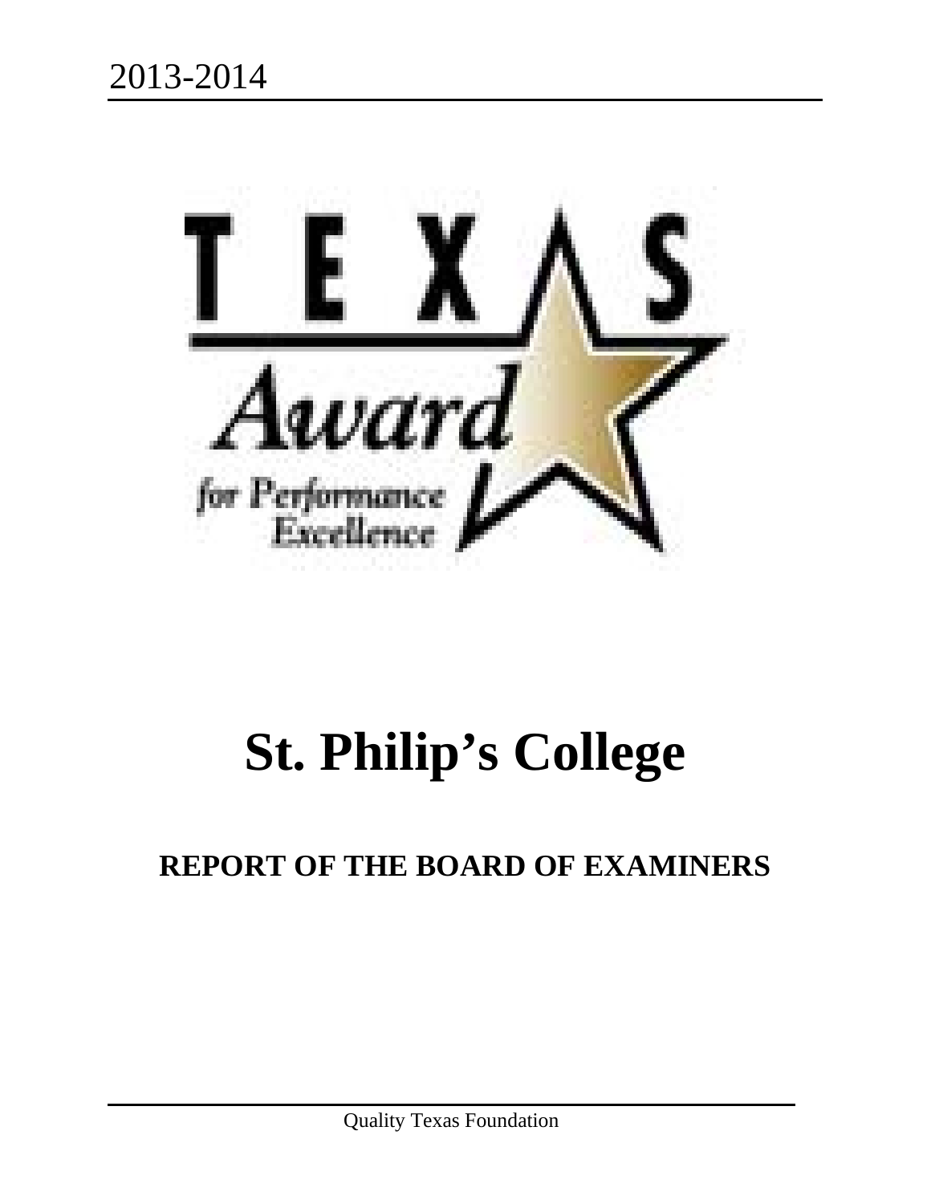2013-2014

TEXAS Award for Performance Excellence

# St. Philip's College

## REPORT OF THE BOARD OF EXAMINERS

Quality Texas Foundation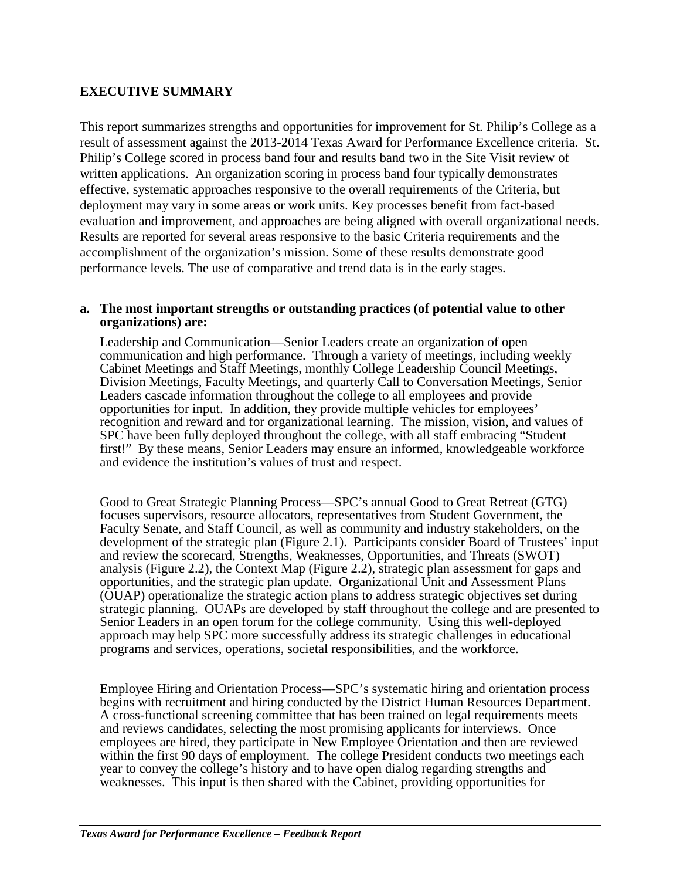## EXECUTIVE SUMMARY

This report summarizes strengths and opportunities for improvement for St. Philip's College as a result of assessment against the 2013-2014 Texas Award for Performance Excellence criteria. St. Philip's College scored in process band four and results band two in the Site Visit review of written applications. An organization scoring in process band four typically demonstrates effective, systematic approaches responsive to the overall requirements of the Criteria, but deployment may vary in some areas or work units. Key processes benefit from fact-based evaluation and improvement, and approaches are being aligned with overall organizational needs. Results are reported for several areas responsive to the basic Criteria requirements and the accomplishment of the organization's mission. Some of these results demonstrate good performance levels. The use of comparative and trend data is in the early stages.

**a. The most important strengths or outstanding practices (of potential value to other organizations) are:**

Leadership and Communication—Senior Leaders create an organization of open communication and high performance. Through a variety of meetings, including weekly Cabinet Meetings and Staff Meetings, monthly College Leadership Council Meetings, Division Meetings, Faculty Meetings, and quarterly Call to Conversation Meetings, Senior Leaders cascade information throughout the college to all employees and provide opportunities for input. In addition, they provide multiple vehicles for employees' recognition and reward and for organizational learning. The mission, vision, and values of SPC have been fully deployed throughout the college, with all staff embracing "Student first!" By these means, Senior Leaders may ensure an informed, knowledgeable workforce and evidence the institution's values of trust and respect.

Good to Great Strategic Planning Process—SPC's annual Good to Great Retreat (GTG) focuses supervisors, resource allocators, representatives from Student Government, the Faculty Senate, and Staff Council, as well as community and industry stakeholders, on the development of the strategic plan (Figure 2.1). Participants consider Board of Trustees' input and review the scorecard, Strengths, Weaknesses, Opportunities, and Threats (SWOT) analysis (Figure 2.2), the Context Map (Figure 2.2), strategic plan assessment for gaps and opportunities, and the strategic plan update. Organizational Unit and Assessment Plans (OUAP) operationalize the strategic action plans to address strategic objectives set during strategic planning. OUAPs are developed by staff throughout the college and are presented to Senior Leaders in an open forum for the college community. Using this well-deployed approach may help SPC more successfully address its strategic challenges in educational programs and services, operations, societal responsibilities, and the workforce.

Employee Hiring and Orientation Process—SPC's systematic hiring and orientation process begins with recruitment and hiring conducted by the District Human Resources Department. A cross-functional screening committee that has been trained on legal requirements meets and reviews candidates, selecting the most promising applicants for interviews. Once employees are hired, they participate in New Employee Orientation and then are reviewed within the first 90 days of employment. The college President conducts two meetings each year to convey the college's history and to have open dialog regarding strengths and weaknesses. This input is then shared with the Cabinet, providing opportunities for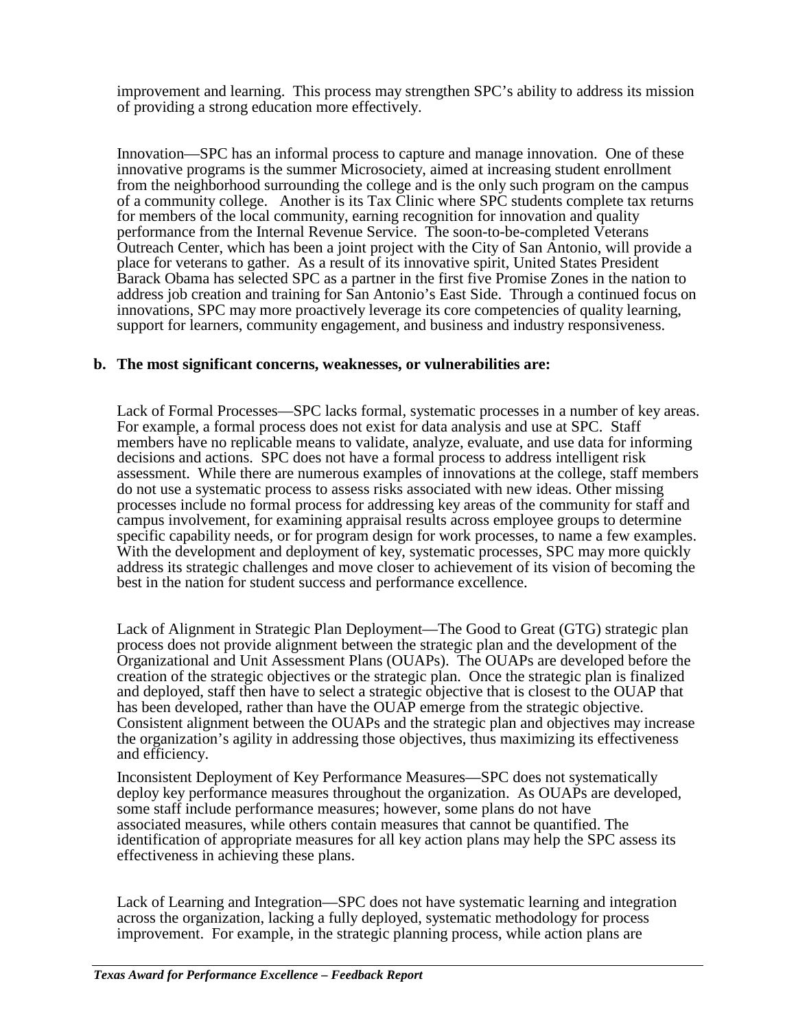improvement and learning. This process may strengthen SPC's ability to address its mission of providing a strong education more effectively.

Innovation—SPC has an informal process to capture and manage innovation. One of these innovative programs is the summer Microsociety, aimed at increasing student enrollment from the neighborhood surrounding the college and is the only such program on the campus of a community college. Another is its Tax Clinic where SPC students complete tax returns for members of the local community, earning recognition for innovation and quality performance from the Internal Revenue Service. The soon-to-be-completed Veterans Outreach Center, which has been a joint project with the City of San Antonio, will provide a place for veterans to gather. As a result of its innovative spirit, United States President Barack Obama has selected SPC as a partner in the first five Promise Zones in the nation to address job creation and training for San Antonio's East Side. Through a continued focus on innovations, SPC may more proactively leverage its core competencies of quality learning, support for learners, community engagement, and business and industry responsiveness.

**b. The most significant concerns, weaknesses, or vulnerabilities are:**

Lack of Formal Processes—SPC lacks formal, systematic processes in a number of key areas. For example, a formal process does not exist for data analysis and use at SPC. Staff members have no replicable means to validate, analyze, evaluate, and use data for informing decisions and actions. SPC does not have a formal process to address intelligent risk assessment. While there are numerous examples of innovations at the college, staff members do not use a systematic process to assess risks associated with new ideas. Other missing processes include no formal process for addressing key areas of the community for staff and campus involvement, for examining appraisal results across employee groups to determine specific capability needs, or for program design for work processes, to name a few examples. With the development and deployment of key, systematic processes, SPC may more quickly address its strategic challenges and move closer to achievement of its vision of becoming the best in the nation for student success and performance excellence.

Lack of Alignment in Strategic Plan Deployment—The Good to Great (GTG) strategic plan process does not provide alignment between the strategic plan and the development of the Organizational and Unit Assessment Plans (OUAPs). The OUAPs are developed before the creation of the strategic objectives or the strategic plan. Once the strategic plan is finalized and deployed, staff then have to select a strategic objective that is closest to the OUAP that has been developed, rather than have the OUAP emerge from the strategic objective. Consistent alignment between the OUAPs and the strategic plan and objectives may increase the organization's agility in addressing those objectives, thus maximizing its effectiveness and efficiency.

Inconsistent Deployment of Key Performance Measures—SPC does not systematically deploy key performance measures throughout the organization. As OUAPs are developed, some staff include performance measures; however, some plans do not have associated measures, while others contain measures that cannot be quantified. The identification of appropriate measures for all key action plans may help the SPC assess its effectiveness in achieving these plans.

Lack of Learning and Integration—SPC does not have systematic learning and integration across the organization, lacking a fully deployed, systematic methodology for process improvement. For example, in the strategic planning process, while action plans are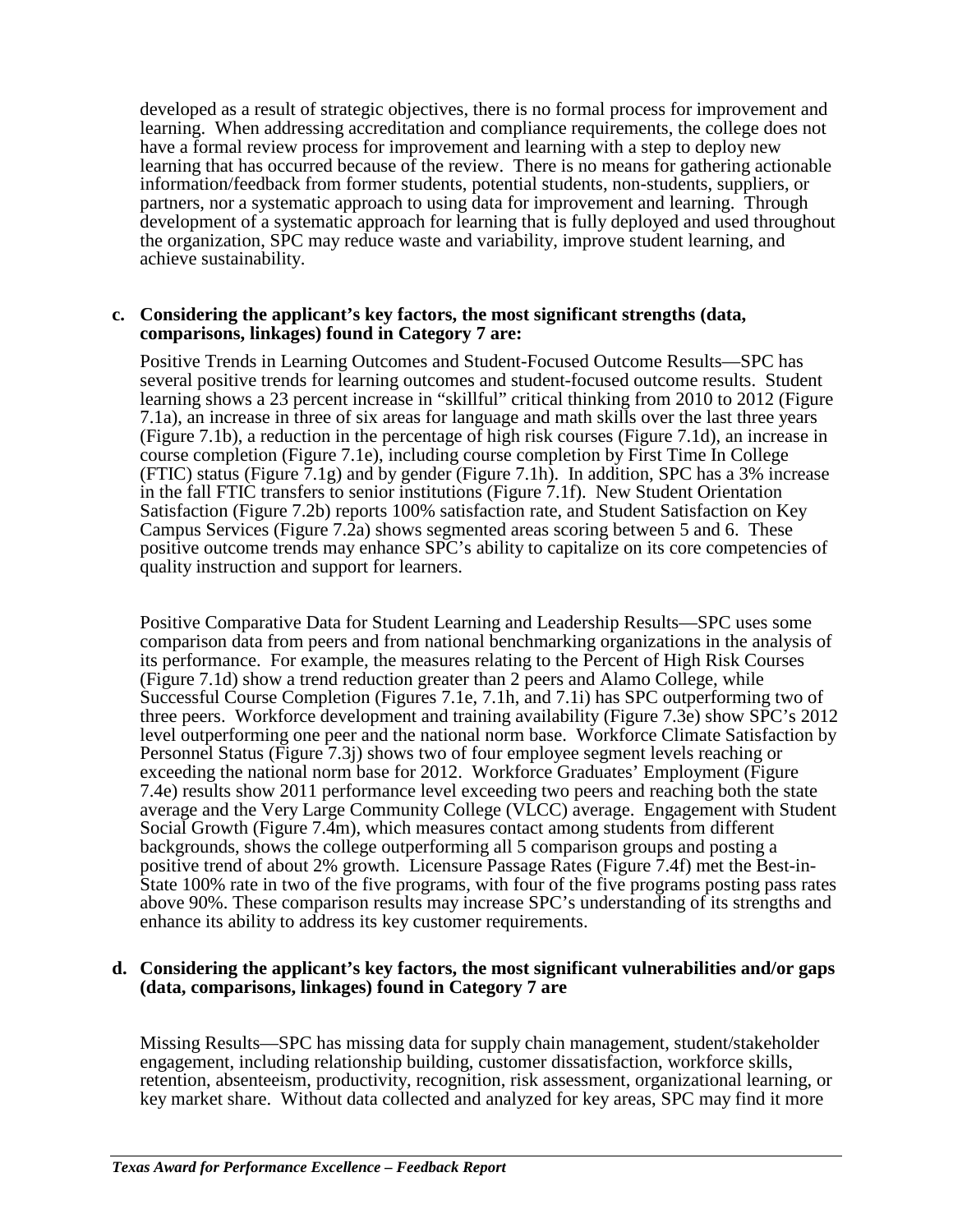developed as a result of strategic objectives, there is no formal process for improvement and learning. When addressing accreditation and compliance requirements, the college does not have a formal review process for improvement and learning with a step to deploy new learning that has occurred because of the review. There is no means for gathering actionable information/feedback from former students, potential students, non-students, suppliers, or partners, nor a systematic approach to using data for improvement and learning. Through development of a systematic approach for learning that is fully deployed and used throughout the organization, SPC may reduce waste and variability, improve student learning, and achieve sustainability.

**c. Considering the applicant's key factors, the most significant strengths (data, comparisons, linkages) found in Category 7 are:**

Positive Trends in Learning Outcomes and Student-Focused Outcome Results—SPC has several positive trends for learning outcomes and student-focused outcome results. Student learning shows a 23 percent increase in "skillful" critical thinking from 2010 to 2012 (Figure 7.1a), an increase in three of six areas for language and math skills over the last three years (Figure 7.1b), a reduction in the percentage of high risk courses (Figure 7.1d), an increase in course completion (Figure 7.1e), including course completion by First Time In College (FTIC) status (Figure 7.1g) and by gender (Figure 7.1h). In addition, SPC has a 3% increase in the fall FTIC transfers to senior institutions (Figure 7.1f). New Student Orientation Satisfaction (Figure 7.2b) reports 100% satisfaction rate, and Student Satisfaction on Key Campus Services (Figure 7.2a) shows segmented areas scoring between 5 and 6. These positive outcome trends may enhance SPC's ability to capitalize on its core competencies of quality instruction and support for learners.

Positive Comparative Data for Student Learning and Leadership Results—SPC uses some comparison data from peers and from national benchmarking organizations in the analysis of its performance. For example, the measures relating to the Percent of High Risk Courses (Figure 7.1d) show a trend reduction greater than 2 peers and Alamo College, while Successful Course Completion (Figures 7.1e, 7.1h, and 7.1i) has SPC outperforming two of three peers. Workforce development and training availability (Figure 7.3e) show SPC's 2012 level outperforming one peer and the national norm base. Workforce Climate Satisfaction by Personnel Status (Figure 7.3j) shows two of four employee segment levels reaching or exceeding the national norm base for 2012. Workforce Graduates' Employment (Figure 7.4e) results show 2011 performance level exceeding two peers and reaching both the state average and the Very Large Community College (VLCC) average. Engagement with Student Social Growth (Figure 7.4m), which measures contact among students from different backgrounds, shows the college outperforming all 5 comparison groups and posting a positive trend of about 2% growth. Licensure Passage Rates (Figure 7.4f) met the Best-in-State 100% rate in two of the five programs, with four of the five programs posting pass rates above 90%. These comparison results may increase SPC's understanding of its strengths and enhance its ability to address its key customer requirements.

**d. Considering the applicant's key factors, the most significant vulnerabilities and/or gaps (data, comparisons, linkages) found in Category 7 are**

Missing Results—SPC has missing data for supply chain management, student/stakeholder engagement, including relationship building, customer dissatisfaction, workforce skills, retention, absenteeism, productivity, recognition, risk assessment, organizational learning, or key market share. Without data collected and analyzed for key areas, SPC may find it more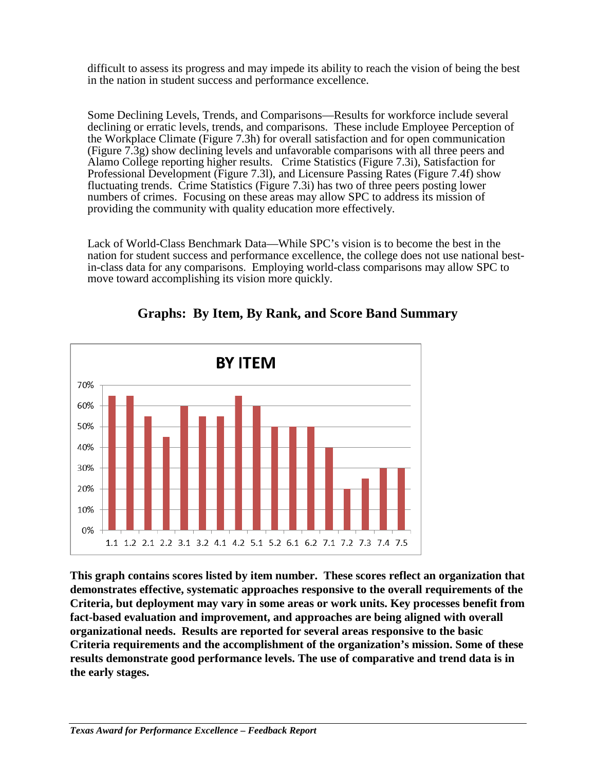difficult to assess its progress and may impede its ability to reach the vision of being the best in the nation in student success and performance excellence.

Some Declining Levels, Trends, and Comparisons—Results for workforce include several declining or erratic levels, trends, and comparisons. These include Employee Perception of the Workplace Climate (Figure 7.3h) for overall satisfaction and for open communication (Figure 7.3g) show declining levels and unfavorable comparisons with all three peers and Alamo College reporting higher results. Crime Statistics (Figure 7.3i), Satisfaction for Professional Development (Figure 7.3l), and Licensure Passing Rates (Figure 7.4f) show fluctuating trends. Crime Statistics (Figure 7.3i) has two of three peers posting lower numbers of crimes. Focusing on these areas may allow SPC to address its mission of providing the community with quality education more effectively.

Lack of World-Class Benchmark Data—While SPC's vision is to become the best in the nation for student success and performance excellence, the college does not use national best-in-class data for any comparisons. Employing world-class comparisons may allow SPC to move toward accomplishing its vision more quickly.

## Graphs: By Item, By Rank, and Score Band Summary

**BY ITEM**

| Item | Score |
|---|---|
| 1.1 | 65% |
| 1.2 | 65% |
| 2.1 | 55% |
| 2.2 | 45% |
| 3.1 | 60% |
| 3.2 | 55% |
| 4.1 | 55% |
| 4.2 | 65% |
| 5.1 | 60% |
| 5.2 | 50% |
| 6.1 | 50% |
| 6.2 | 50% |
| 7.1 | 40% |
| 7.2 | 20% |
| 7.3 | 25% |
| 7.4 | 30% |
| 7.5 | 30% |

**This graph contains scores listed by item number. These scores reflect an organization that demonstrates effective, systematic approaches responsive to the overall requirements of the Criteria, but deployment may vary in some areas or work units. Key processes benefit from fact-based evaluation and improvement, and approaches are being aligned with overall organizational needs. Results are reported for several areas responsive to the basic Criteria requirements and the accomplishment of the organization's mission. Some of these results demonstrate good performance levels. The use of comparative and trend data is in the early stages.**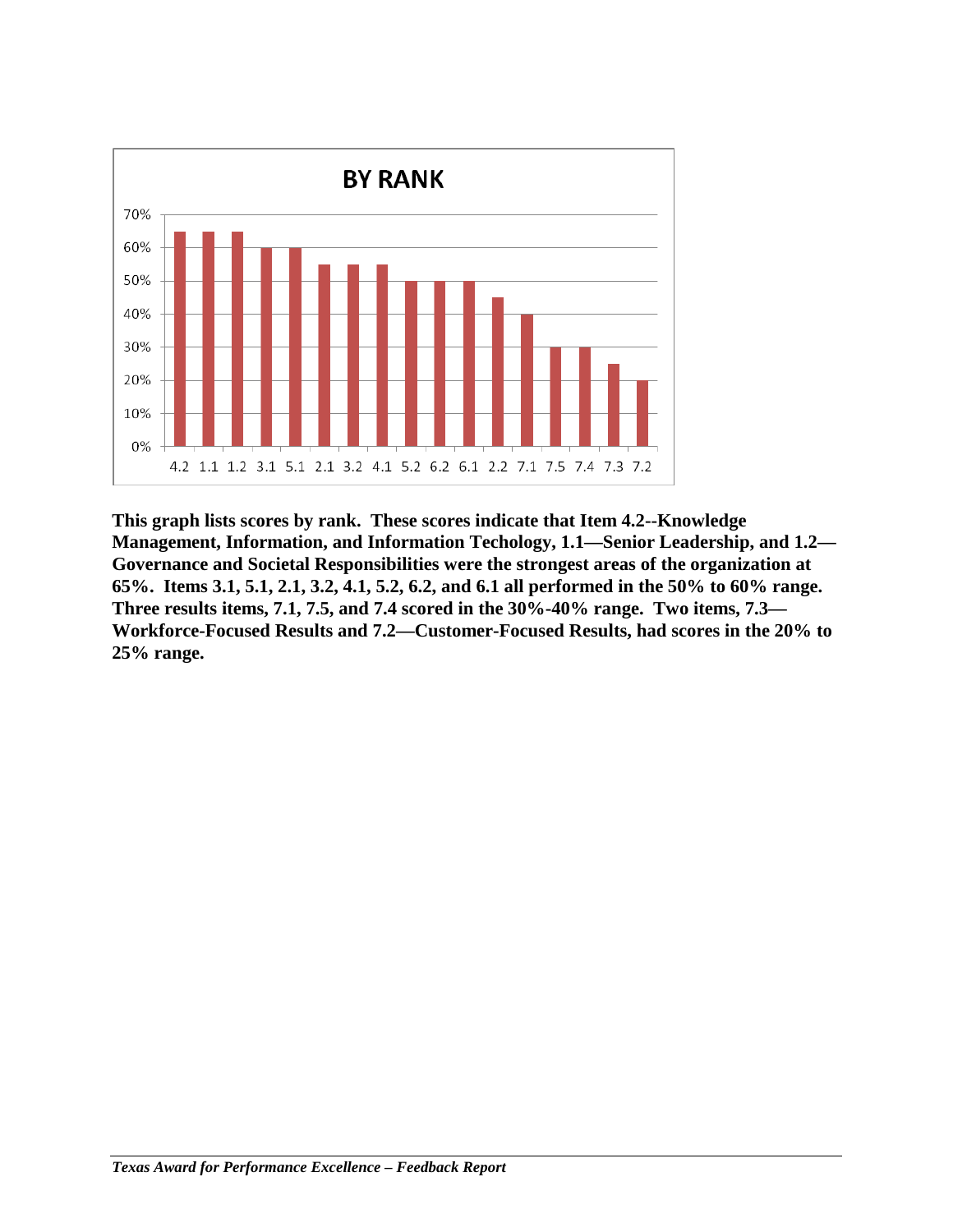**BY RANK**

| Item | Score |
|---|---|
| 4.2 | 65% |
| 1.1 | 65% |
| 1.2 | 65% |
| 3.1 | 60% |
| 5.1 | 60% |
| 2.1 | 55% |
| 3.2 | 55% |
| 4.1 | 55% |
| 5.2 | 50% |
| 6.2 | 50% |
| 6.1 | 50% |
| 2.2 | 45% |
| 7.1 | 40% |
| 7.5 | 30% |
| 7.4 | 30% |
| 7.3 | 25% |
| 7.2 | 20% |

**This graph lists scores by rank. These scores indicate that Item 4.2--Knowledge Management, Information, and Information Techology, 1.1—Senior Leadership, and 1.2—Governance and Societal Responsibilities were the strongest areas of the organization at 65%. Items 3.1, 5.1, 2.1, 3.2, 4.1, 5.2, 6.2, and 6.1 all performed in the 50% to 60% range. Three results items, 7.1, 7.5, and 7.4 scored in the 30%-40% range. Two items, 7.3—Workforce-Focused Results and 7.2—Customer-Focused Results, had scores in the 20% to 25% range.**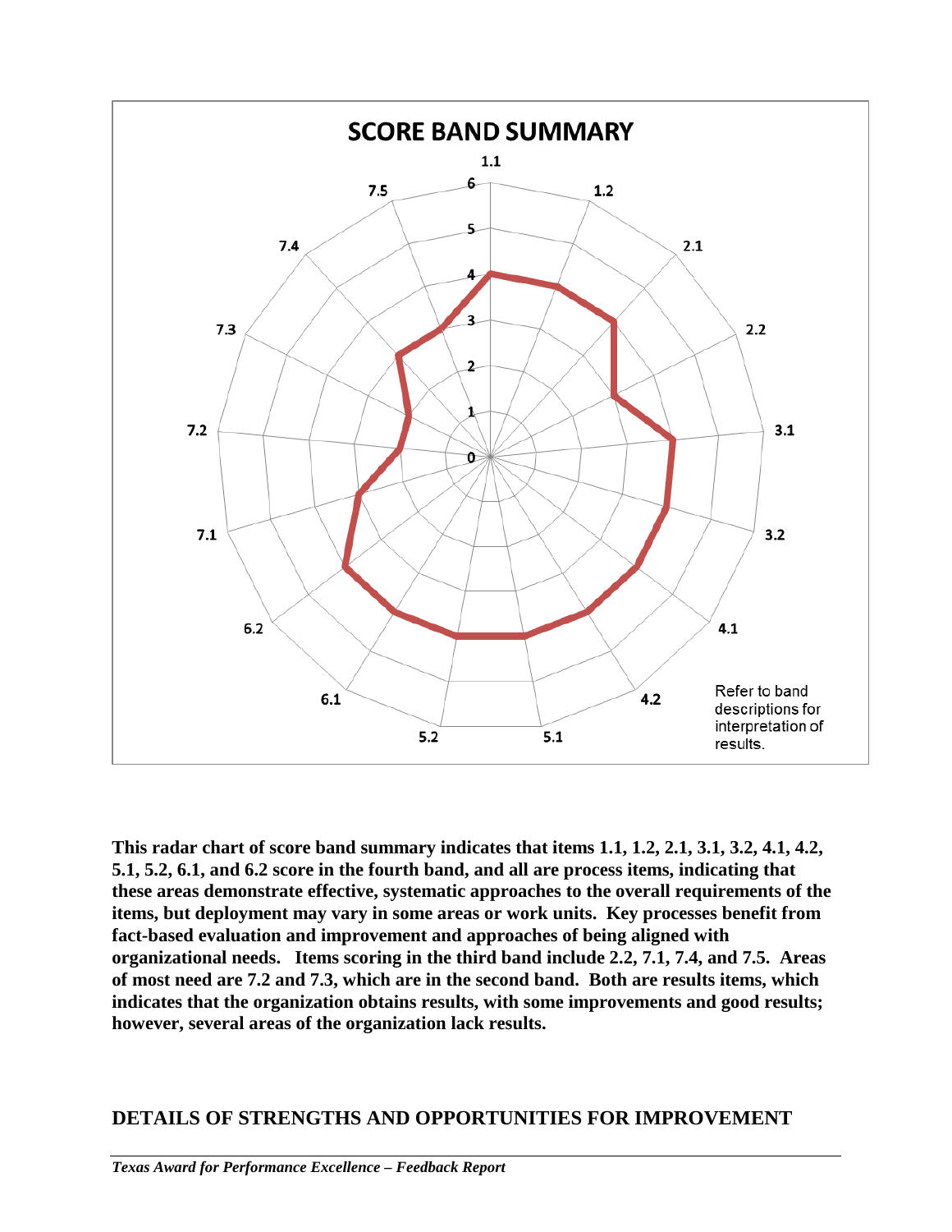**SCORE BAND SUMMARY**

Refer to band descriptions for interpretation of results.

**This radar chart of score band summary indicates that items 1.1, 1.2, 2.1, 3.1, 3.2, 4.1, 4.2, 5.1, 5.2, 6.1, and 6.2 score in the fourth band, and all are process items, indicating that these areas demonstrate effective, systematic approaches to the overall requirements of the items, but deployment may vary in some areas or work units. Key processes benefit from fact-based evaluation and improvement and approaches of being aligned with organizational needs. Items scoring in the third band include 2.2, 7.1, 7.4, and 7.5. Areas of most need are 7.2 and 7.3, which are in the second band. Both are results items, which indicates that the organization obtains results, with some improvements and good results; however, several areas of the organization lack results.**

## DETAILS OF STRENGTHS AND OPPORTUNITIES FOR IMPROVEMENT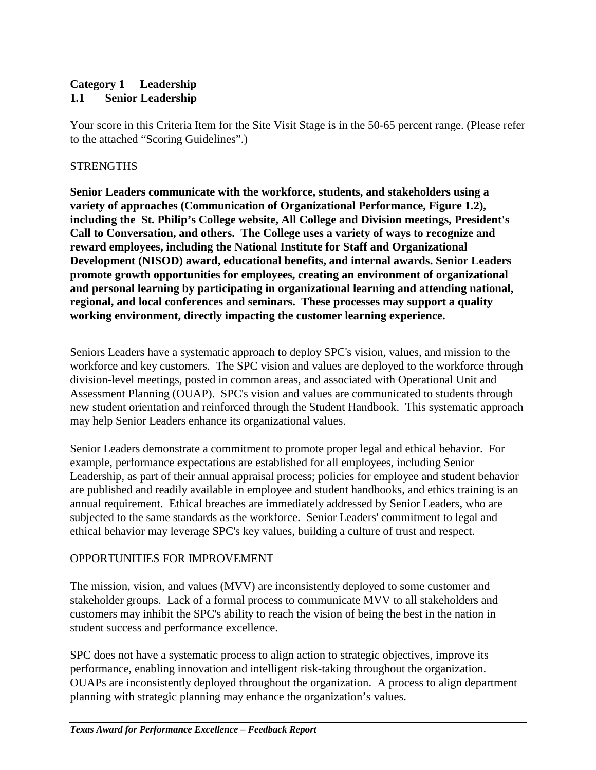**Category 1 Leadership**
**1.1 Senior Leadership**

Your score in this Criteria Item for the Site Visit Stage is in the 50-65 percent range. (Please refer to the attached “Scoring Guidelines”.)

STRENGTHS

**Senior Leaders communicate with the workforce, students, and stakeholders using a variety of approaches (Communication of Organizational Performance, Figure 1.2), including the St. Philip’s College website, All College and Division meetings, President's Call to Conversation, and others. The College uses a variety of ways to recognize and reward employees, including the National Institute for Staff and Organizational Development (NISOD) award, educational benefits, and internal awards. Senior Leaders promote growth opportunities for employees, creating an environment of organizational and personal learning by participating in organizational learning and attending national, regional, and local conferences and seminars. These processes may support a quality working environment, directly impacting the customer learning experience.**

Seniors Leaders have a systematic approach to deploy SPC's vision, values, and mission to the workforce and key customers. The SPC vision and values are deployed to the workforce through division-level meetings, posted in common areas, and associated with Operational Unit and Assessment Planning (OUAP). SPC's vision and values are communicated to students through new student orientation and reinforced through the Student Handbook. This systematic approach may help Senior Leaders enhance its organizational values.

Senior Leaders demonstrate a commitment to promote proper legal and ethical behavior. For example, performance expectations are established for all employees, including Senior Leadership, as part of their annual appraisal process; policies for employee and student behavior are published and readily available in employee and student handbooks, and ethics training is an annual requirement. Ethical breaches are immediately addressed by Senior Leaders, who are subjected to the same standards as the workforce. Senior Leaders' commitment to legal and ethical behavior may leverage SPC's key values, building a culture of trust and respect.

OPPORTUNITIES FOR IMPROVEMENT

The mission, vision, and values (MVV) are inconsistently deployed to some customer and stakeholder groups. Lack of a formal process to communicate MVV to all stakeholders and customers may inhibit the SPC's ability to reach the vision of being the best in the nation in student success and performance excellence.

SPC does not have a systematic process to align action to strategic objectives, improve its performance, enabling innovation and intelligent risk-taking throughout the organization. OUAPs are inconsistently deployed throughout the organization. A process to align department planning with strategic planning may enhance the organization’s values.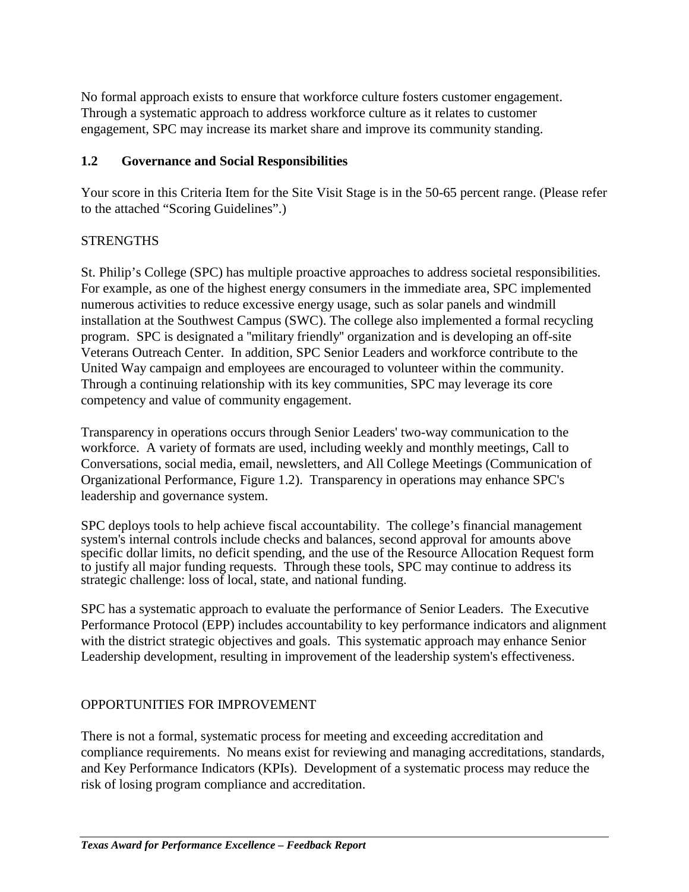No formal approach exists to ensure that workforce culture fosters customer engagement. Through a systematic approach to address workforce culture as it relates to customer engagement, SPC may increase its market share and improve its community standing.

## 1.2 Governance and Social Responsibilities

Your score in this Criteria Item for the Site Visit Stage is in the 50-65 percent range. (Please refer to the attached "Scoring Guidelines".)

### STRENGTHS

St. Philip's College (SPC) has multiple proactive approaches to address societal responsibilities. For example, as one of the highest energy consumers in the immediate area, SPC implemented numerous activities to reduce excessive energy usage, such as solar panels and windmill installation at the Southwest Campus (SWC). The college also implemented a formal recycling program. SPC is designated a "military friendly" organization and is developing an off-site Veterans Outreach Center. In addition, SPC Senior Leaders and workforce contribute to the United Way campaign and employees are encouraged to volunteer within the community. Through a continuing relationship with its key communities, SPC may leverage its core competency and value of community engagement.

Transparency in operations occurs through Senior Leaders' two-way communication to the workforce. A variety of formats are used, including weekly and monthly meetings, Call to Conversations, social media, email, newsletters, and All College Meetings (Communication of Organizational Performance, Figure 1.2). Transparency in operations may enhance SPC's leadership and governance system.

SPC deploys tools to help achieve fiscal accountability. The college's financial management system's internal controls include checks and balances, second approval for amounts above specific dollar limits, no deficit spending, and the use of the Resource Allocation Request form to justify all major funding requests. Through these tools, SPC may continue to address its strategic challenge: loss of local, state, and national funding.

SPC has a systematic approach to evaluate the performance of Senior Leaders. The Executive Performance Protocol (EPP) includes accountability to key performance indicators and alignment with the district strategic objectives and goals. This systematic approach may enhance Senior Leadership development, resulting in improvement of the leadership system's effectiveness.

### OPPORTUNITIES FOR IMPROVEMENT

There is not a formal, systematic process for meeting and exceeding accreditation and compliance requirements. No means exist for reviewing and managing accreditations, standards, and Key Performance Indicators (KPIs). Development of a systematic process may reduce the risk of losing program compliance and accreditation.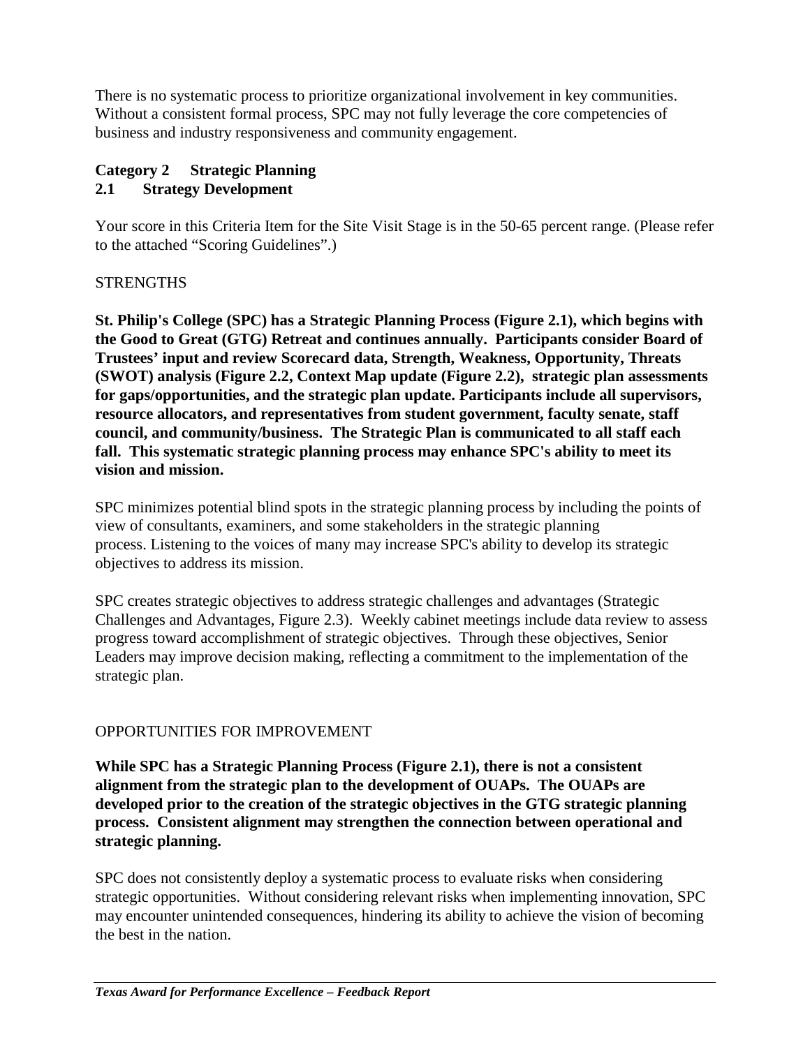There is no systematic process to prioritize organizational involvement in key communities. Without a consistent formal process, SPC may not fully leverage the core competencies of business and industry responsiveness and community engagement.

## Category 2 Strategic Planning

### 2.1 Strategy Development

Your score in this Criteria Item for the Site Visit Stage is in the 50-65 percent range. (Please refer to the attached “Scoring Guidelines”.)

STRENGTHS

**St. Philip's College (SPC) has a Strategic Planning Process (Figure 2.1), which begins with the Good to Great (GTG) Retreat and continues annually. Participants consider Board of Trustees’ input and review Scorecard data, Strength, Weakness, Opportunity, Threats (SWOT) analysis (Figure 2.2, Context Map update (Figure 2.2), strategic plan assessments for gaps/opportunities, and the strategic plan update. Participants include all supervisors, resource allocators, and representatives from student government, faculty senate, staff council, and community/business. The Strategic Plan is communicated to all staff each fall. This systematic strategic planning process may enhance SPC's ability to meet its vision and mission.**

SPC minimizes potential blind spots in the strategic planning process by including the points of view of consultants, examiners, and some stakeholders in the strategic planning process. Listening to the voices of many may increase SPC's ability to develop its strategic objectives to address its mission.

SPC creates strategic objectives to address strategic challenges and advantages (Strategic Challenges and Advantages, Figure 2.3). Weekly cabinet meetings include data review to assess progress toward accomplishment of strategic objectives. Through these objectives, Senior Leaders may improve decision making, reflecting a commitment to the implementation of the strategic plan.

OPPORTUNITIES FOR IMPROVEMENT

**While SPC has a Strategic Planning Process (Figure 2.1), there is not a consistent alignment from the strategic plan to the development of OUAPs. The OUAPs are developed prior to the creation of the strategic objectives in the GTG strategic planning process. Consistent alignment may strengthen the connection between operational and strategic planning.**

SPC does not consistently deploy a systematic process to evaluate risks when considering strategic opportunities. Without considering relevant risks when implementing innovation, SPC may encounter unintended consequences, hindering its ability to achieve the vision of becoming the best in the nation.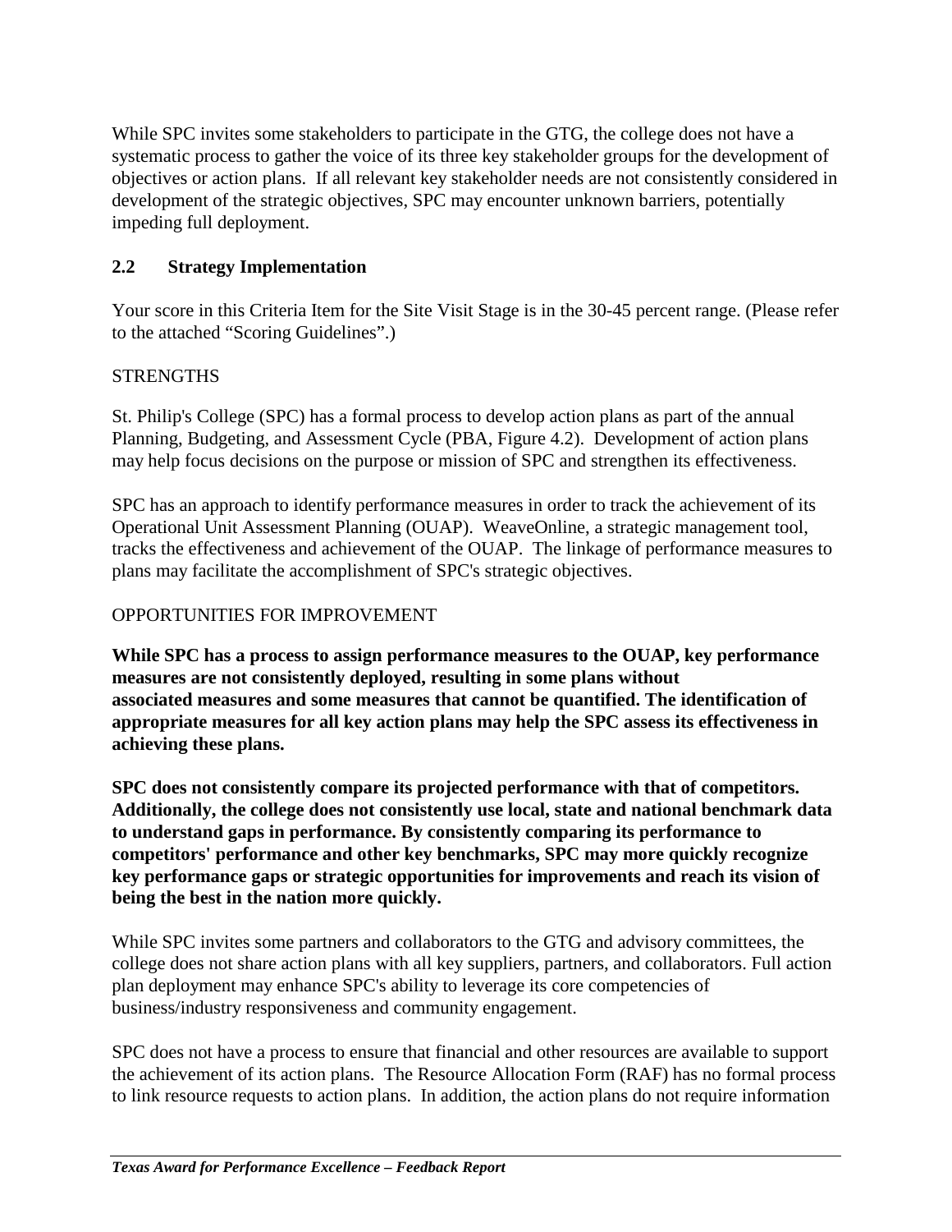While SPC invites some stakeholders to participate in the GTG, the college does not have a systematic process to gather the voice of its three key stakeholder groups for the development of objectives or action plans. If all relevant key stakeholder needs are not consistently considered in development of the strategic objectives, SPC may encounter unknown barriers, potentially impeding full deployment.

## 2.2 Strategy Implementation

Your score in this Criteria Item for the Site Visit Stage is in the 30-45 percent range. (Please refer to the attached "Scoring Guidelines".)

STRENGTHS

St. Philip's College (SPC) has a formal process to develop action plans as part of the annual Planning, Budgeting, and Assessment Cycle (PBA, Figure 4.2). Development of action plans may help focus decisions on the purpose or mission of SPC and strengthen its effectiveness.

SPC has an approach to identify performance measures in order to track the achievement of its Operational Unit Assessment Planning (OUAP). WeaveOnline, a strategic management tool, tracks the effectiveness and achievement of the OUAP. The linkage of performance measures to plans may facilitate the accomplishment of SPC's strategic objectives.

OPPORTUNITIES FOR IMPROVEMENT

**While SPC has a process to assign performance measures to the OUAP, key performance measures are not consistently deployed, resulting in some plans without associated measures and some measures that cannot be quantified. The identification of appropriate measures for all key action plans may help the SPC assess its effectiveness in achieving these plans.**

**SPC does not consistently compare its projected performance with that of competitors. Additionally, the college does not consistently use local, state and national benchmark data to understand gaps in performance. By consistently comparing its performance to competitors' performance and other key benchmarks, SPC may more quickly recognize key performance gaps or strategic opportunities for improvements and reach its vision of being the best in the nation more quickly.**

While SPC invites some partners and collaborators to the GTG and advisory committees, the college does not share action plans with all key suppliers, partners, and collaborators. Full action plan deployment may enhance SPC's ability to leverage its core competencies of business/industry responsiveness and community engagement.

SPC does not have a process to ensure that financial and other resources are available to support the achievement of its action plans. The Resource Allocation Form (RAF) has no formal process to link resource requests to action plans. In addition, the action plans do not require information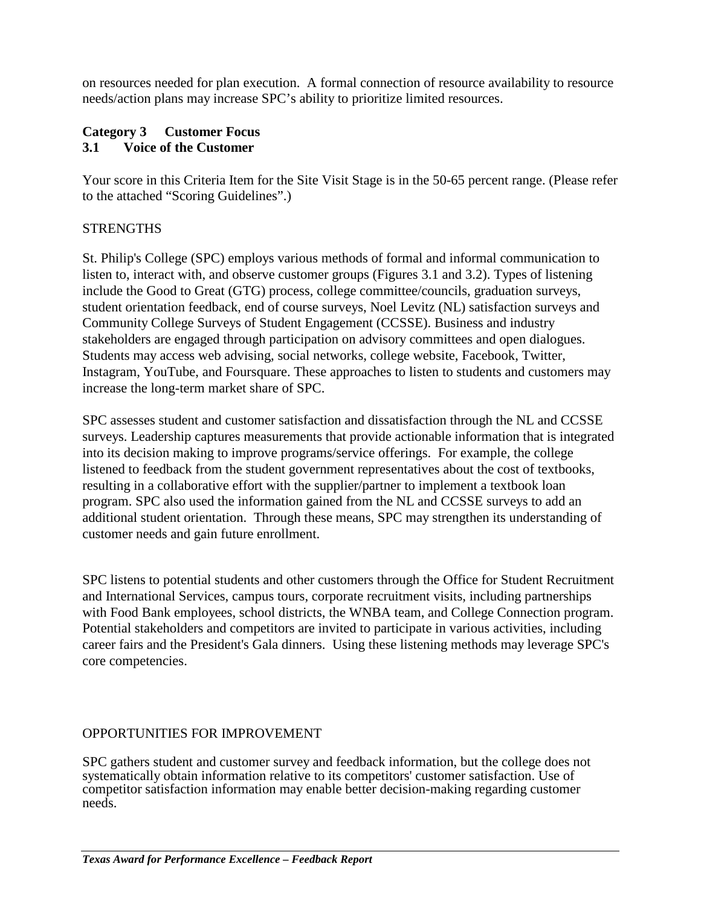on resources needed for plan execution. A formal connection of resource availability to resource needs/action plans may increase SPC's ability to prioritize limited resources.

## Category 3 Customer Focus

### 3.1 Voice of the Customer

Your score in this Criteria Item for the Site Visit Stage is in the 50-65 percent range. (Please refer to the attached "Scoring Guidelines".)

STRENGTHS

St. Philip's College (SPC) employs various methods of formal and informal communication to listen to, interact with, and observe customer groups (Figures 3.1 and 3.2). Types of listening include the Good to Great (GTG) process, college committee/councils, graduation surveys, student orientation feedback, end of course surveys, Noel Levitz (NL) satisfaction surveys and Community College Surveys of Student Engagement (CCSSE). Business and industry stakeholders are engaged through participation on advisory committees and open dialogues. Students may access web advising, social networks, college website, Facebook, Twitter, Instagram, YouTube, and Foursquare. These approaches to listen to students and customers may increase the long-term market share of SPC.

SPC assesses student and customer satisfaction and dissatisfaction through the NL and CCSSE surveys. Leadership captures measurements that provide actionable information that is integrated into its decision making to improve programs/service offerings. For example, the college listened to feedback from the student government representatives about the cost of textbooks, resulting in a collaborative effort with the supplier/partner to implement a textbook loan program. SPC also used the information gained from the NL and CCSSE surveys to add an additional student orientation. Through these means, SPC may strengthen its understanding of customer needs and gain future enrollment.

SPC listens to potential students and other customers through the Office for Student Recruitment and International Services, campus tours, corporate recruitment visits, including partnerships with Food Bank employees, school districts, the WNBA team, and College Connection program. Potential stakeholders and competitors are invited to participate in various activities, including career fairs and the President's Gala dinners. Using these listening methods may leverage SPC's core competencies.

OPPORTUNITIES FOR IMPROVEMENT

SPC gathers student and customer survey and feedback information, but the college does not systematically obtain information relative to its competitors' customer satisfaction. Use of competitor satisfaction information may enable better decision-making regarding customer needs.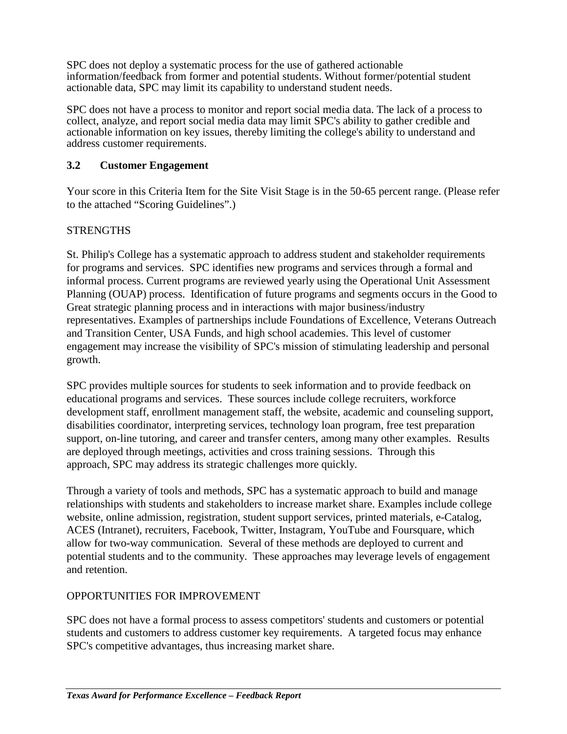SPC does not deploy a systematic process for the use of gathered actionable information/feedback from former and potential students. Without former/potential student actionable data, SPC may limit its capability to understand student needs.

SPC does not have a process to monitor and report social media data. The lack of a process to collect, analyze, and report social media data may limit SPC's ability to gather credible and actionable information on key issues, thereby limiting the college's ability to understand and address customer requirements.

### 3.2 Customer Engagement

Your score in this Criteria Item for the Site Visit Stage is in the 50-65 percent range. (Please refer to the attached "Scoring Guidelines".)

STRENGTHS

St. Philip's College has a systematic approach to address student and stakeholder requirements for programs and services. SPC identifies new programs and services through a formal and informal process. Current programs are reviewed yearly using the Operational Unit Assessment Planning (OUAP) process. Identification of future programs and segments occurs in the Good to Great strategic planning process and in interactions with major business/industry representatives. Examples of partnerships include Foundations of Excellence, Veterans Outreach and Transition Center, USA Funds, and high school academies. This level of customer engagement may increase the visibility of SPC's mission of stimulating leadership and personal growth.

SPC provides multiple sources for students to seek information and to provide feedback on educational programs and services. These sources include college recruiters, workforce development staff, enrollment management staff, the website, academic and counseling support, disabilities coordinator, interpreting services, technology loan program, free test preparation support, on-line tutoring, and career and transfer centers, among many other examples. Results are deployed through meetings, activities and cross training sessions. Through this approach, SPC may address its strategic challenges more quickly.

Through a variety of tools and methods, SPC has a systematic approach to build and manage relationships with students and stakeholders to increase market share. Examples include college website, online admission, registration, student support services, printed materials, e-Catalog, ACES (Intranet), recruiters, Facebook, Twitter, Instagram, YouTube and Foursquare, which allow for two-way communication. Several of these methods are deployed to current and potential students and to the community. These approaches may leverage levels of engagement and retention.

OPPORTUNITIES FOR IMPROVEMENT

SPC does not have a formal process to assess competitors' students and customers or potential students and customers to address customer key requirements. A targeted focus may enhance SPC's competitive advantages, thus increasing market share.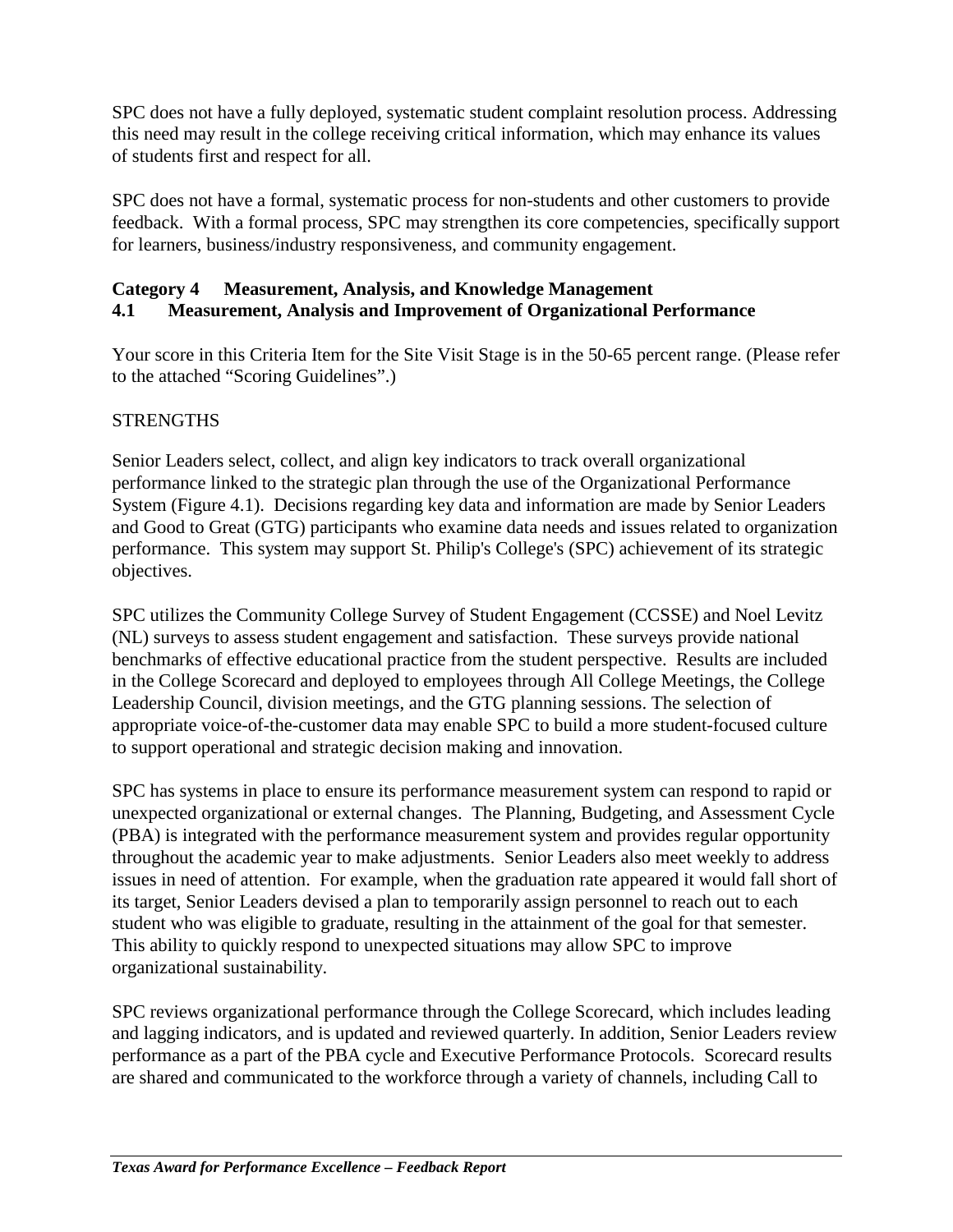SPC does not have a fully deployed, systematic student complaint resolution process. Addressing this need may result in the college receiving critical information, which may enhance its values of students first and respect for all.

SPC does not have a formal, systematic process for non-students and other customers to provide feedback. With a formal process, SPC may strengthen its core competencies, specifically support for learners, business/industry responsiveness, and community engagement.

**Category 4 Measurement, Analysis, and Knowledge Management**
**4.1 Measurement, Analysis and Improvement of Organizational Performance**

Your score in this Criteria Item for the Site Visit Stage is in the 50-65 percent range. (Please refer to the attached "Scoring Guidelines".)

STRENGTHS

Senior Leaders select, collect, and align key indicators to track overall organizational performance linked to the strategic plan through the use of the Organizational Performance System (Figure 4.1). Decisions regarding key data and information are made by Senior Leaders and Good to Great (GTG) participants who examine data needs and issues related to organization performance. This system may support St. Philip's College's (SPC) achievement of its strategic objectives.

SPC utilizes the Community College Survey of Student Engagement (CCSSE) and Noel Levitz (NL) surveys to assess student engagement and satisfaction. These surveys provide national benchmarks of effective educational practice from the student perspective. Results are included in the College Scorecard and deployed to employees through All College Meetings, the College Leadership Council, division meetings, and the GTG planning sessions. The selection of appropriate voice-of-the-customer data may enable SPC to build a more student-focused culture to support operational and strategic decision making and innovation.

SPC has systems in place to ensure its performance measurement system can respond to rapid or unexpected organizational or external changes. The Planning, Budgeting, and Assessment Cycle (PBA) is integrated with the performance measurement system and provides regular opportunity throughout the academic year to make adjustments. Senior Leaders also meet weekly to address issues in need of attention. For example, when the graduation rate appeared it would fall short of its target, Senior Leaders devised a plan to temporarily assign personnel to reach out to each student who was eligible to graduate, resulting in the attainment of the goal for that semester. This ability to quickly respond to unexpected situations may allow SPC to improve organizational sustainability.

SPC reviews organizational performance through the College Scorecard, which includes leading and lagging indicators, and is updated and reviewed quarterly. In addition, Senior Leaders review performance as a part of the PBA cycle and Executive Performance Protocols. Scorecard results are shared and communicated to the workforce through a variety of channels, including Call to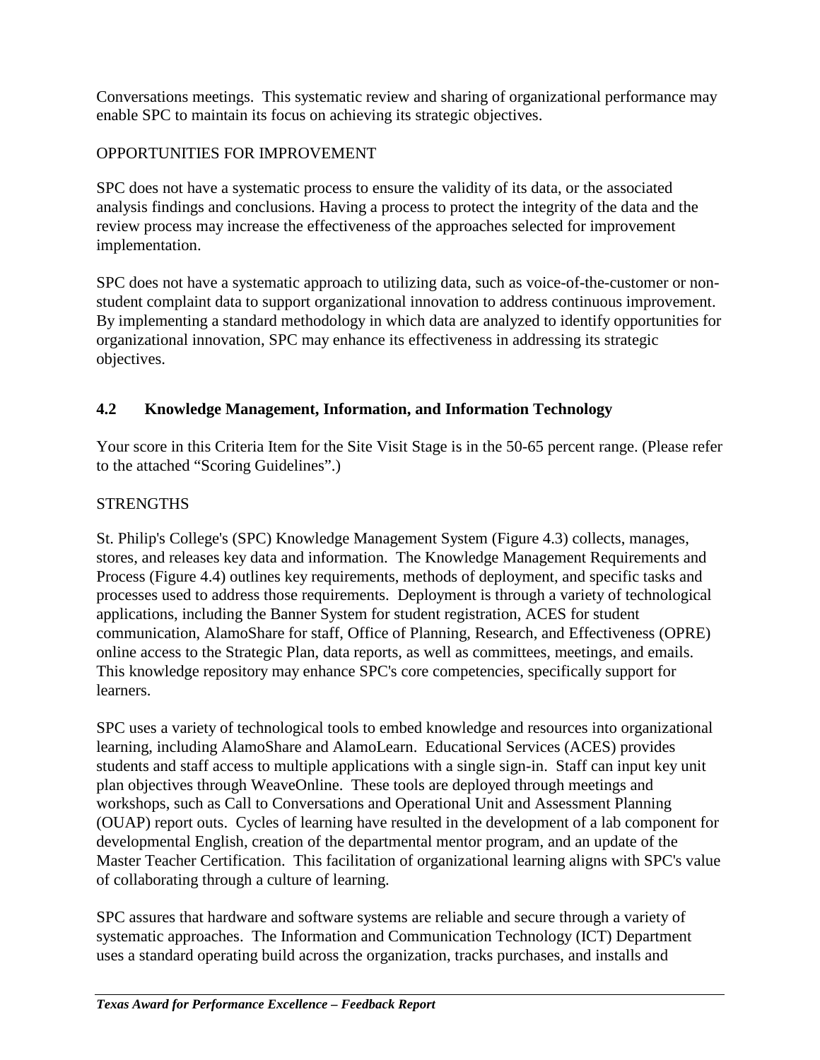Conversations meetings. This systematic review and sharing of organizational performance may enable SPC to maintain its focus on achieving its strategic objectives.

OPPORTUNITIES FOR IMPROVEMENT

SPC does not have a systematic process to ensure the validity of its data, or the associated analysis findings and conclusions. Having a process to protect the integrity of the data and the review process may increase the effectiveness of the approaches selected for improvement implementation.

SPC does not have a systematic approach to utilizing data, such as voice-of-the-customer or non-student complaint data to support organizational innovation to address continuous improvement. By implementing a standard methodology in which data are analyzed to identify opportunities for organizational innovation, SPC may enhance its effectiveness in addressing its strategic objectives.

## 4.2 Knowledge Management, Information, and Information Technology

Your score in this Criteria Item for the Site Visit Stage is in the 50-65 percent range. (Please refer to the attached "Scoring Guidelines".)

STRENGTHS

St. Philip's College's (SPC) Knowledge Management System (Figure 4.3) collects, manages, stores, and releases key data and information. The Knowledge Management Requirements and Process (Figure 4.4) outlines key requirements, methods of deployment, and specific tasks and processes used to address those requirements. Deployment is through a variety of technological applications, including the Banner System for student registration, ACES for student communication, AlamoShare for staff, Office of Planning, Research, and Effectiveness (OPRE) online access to the Strategic Plan, data reports, as well as committees, meetings, and emails. This knowledge repository may enhance SPC's core competencies, specifically support for learners.

SPC uses a variety of technological tools to embed knowledge and resources into organizational learning, including AlamoShare and AlamoLearn. Educational Services (ACES) provides students and staff access to multiple applications with a single sign-in. Staff can input key unit plan objectives through WeaveOnline. These tools are deployed through meetings and workshops, such as Call to Conversations and Operational Unit and Assessment Planning (OUAP) report outs. Cycles of learning have resulted in the development of a lab component for developmental English, creation of the departmental mentor program, and an update of the Master Teacher Certification. This facilitation of organizational learning aligns with SPC's value of collaborating through a culture of learning.

SPC assures that hardware and software systems are reliable and secure through a variety of systematic approaches. The Information and Communication Technology (ICT) Department uses a standard operating build across the organization, tracks purchases, and installs and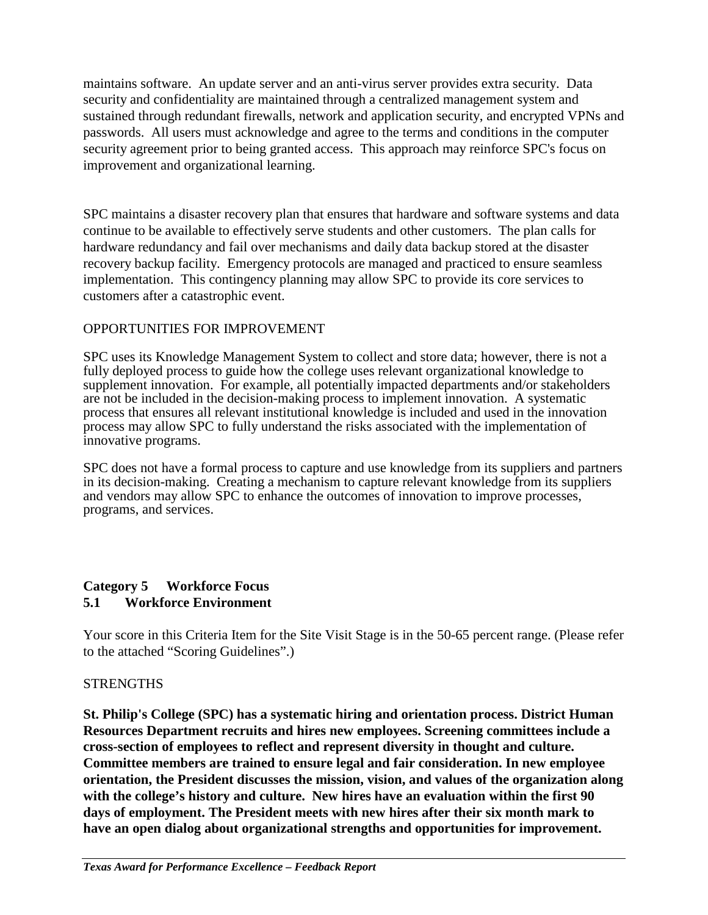maintains software. An update server and an anti-virus server provides extra security. Data security and confidentiality are maintained through a centralized management system and sustained through redundant firewalls, network and application security, and encrypted VPNs and passwords. All users must acknowledge and agree to the terms and conditions in the computer security agreement prior to being granted access. This approach may reinforce SPC's focus on improvement and organizational learning.

SPC maintains a disaster recovery plan that ensures that hardware and software systems and data continue to be available to effectively serve students and other customers. The plan calls for hardware redundancy and fail over mechanisms and daily data backup stored at the disaster recovery backup facility. Emergency protocols are managed and practiced to ensure seamless implementation. This contingency planning may allow SPC to provide its core services to customers after a catastrophic event.

OPPORTUNITIES FOR IMPROVEMENT

SPC uses its Knowledge Management System to collect and store data; however, there is not a fully deployed process to guide how the college uses relevant organizational knowledge to supplement innovation. For example, all potentially impacted departments and/or stakeholders are not be included in the decision-making process to implement innovation. A systematic process that ensures all relevant institutional knowledge is included and used in the innovation process may allow SPC to fully understand the risks associated with the implementation of innovative programs.

SPC does not have a formal process to capture and use knowledge from its suppliers and partners in its decision-making. Creating a mechanism to capture relevant knowledge from its suppliers and vendors may allow SPC to enhance the outcomes of innovation to improve processes, programs, and services.

## Category 5 Workforce Focus
### 5.1 Workforce Environment

Your score in this Criteria Item for the Site Visit Stage is in the 50-65 percent range. (Please refer to the attached "Scoring Guidelines".)

STRENGTHS

**St. Philip's College (SPC) has a systematic hiring and orientation process. District Human Resources Department recruits and hires new employees. Screening committees include a cross-section of employees to reflect and represent diversity in thought and culture. Committee members are trained to ensure legal and fair consideration. In new employee orientation, the President discusses the mission, vision, and values of the organization along with the college's history and culture. New hires have an evaluation within the first 90 days of employment. The President meets with new hires after their six month mark to have an open dialog about organizational strengths and opportunities for improvement.**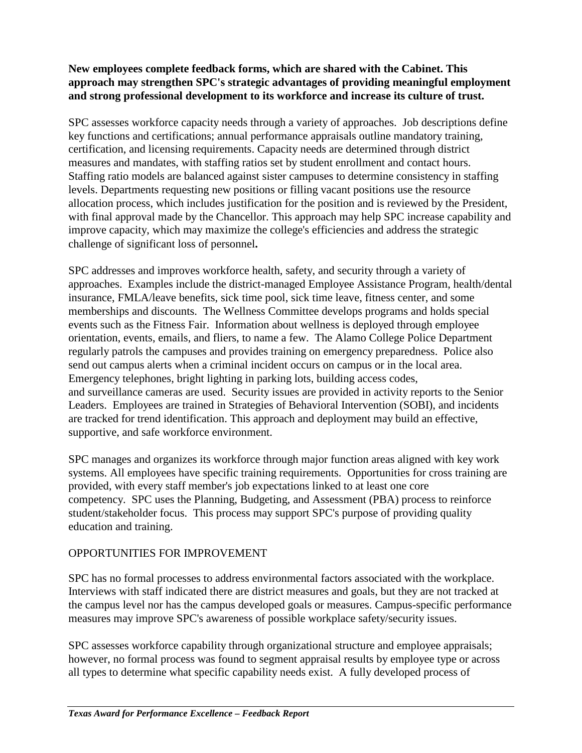**New employees complete feedback forms, which are shared with the Cabinet. This approach may strengthen SPC's strategic advantages of providing meaningful employment and strong professional development to its workforce and increase its culture of trust.**

SPC assesses workforce capacity needs through a variety of approaches. Job descriptions define key functions and certifications; annual performance appraisals outline mandatory training, certification, and licensing requirements. Capacity needs are determined through district measures and mandates, with staffing ratios set by student enrollment and contact hours. Staffing ratio models are balanced against sister campuses to determine consistency in staffing levels. Departments requesting new positions or filling vacant positions use the resource allocation process, which includes justification for the position and is reviewed by the President, with final approval made by the Chancellor. This approach may help SPC increase capability and improve capacity, which may maximize the college's efficiencies and address the strategic challenge of significant loss of personnel**.**

SPC addresses and improves workforce health, safety, and security through a variety of approaches. Examples include the district-managed Employee Assistance Program, health/dental insurance, FMLA/leave benefits, sick time pool, sick time leave, fitness center, and some memberships and discounts. The Wellness Committee develops programs and holds special events such as the Fitness Fair. Information about wellness is deployed through employee orientation, events, emails, and fliers, to name a few. The Alamo College Police Department regularly patrols the campuses and provides training on emergency preparedness. Police also send out campus alerts when a criminal incident occurs on campus or in the local area. Emergency telephones, bright lighting in parking lots, building access codes, and surveillance cameras are used. Security issues are provided in activity reports to the Senior Leaders. Employees are trained in Strategies of Behavioral Intervention (SOBI), and incidents are tracked for trend identification. This approach and deployment may build an effective, supportive, and safe workforce environment.

SPC manages and organizes its workforce through major function areas aligned with key work systems. All employees have specific training requirements. Opportunities for cross training are provided, with every staff member's job expectations linked to at least one core competency. SPC uses the Planning, Budgeting, and Assessment (PBA) process to reinforce student/stakeholder focus. This process may support SPC's purpose of providing quality education and training.

## OPPORTUNITIES FOR IMPROVEMENT

SPC has no formal processes to address environmental factors associated with the workplace. Interviews with staff indicated there are district measures and goals, but they are not tracked at the campus level nor has the campus developed goals or measures. Campus-specific performance measures may improve SPC's awareness of possible workplace safety/security issues.

SPC assesses workforce capability through organizational structure and employee appraisals; however, no formal process was found to segment appraisal results by employee type or across all types to determine what specific capability needs exist. A fully developed process of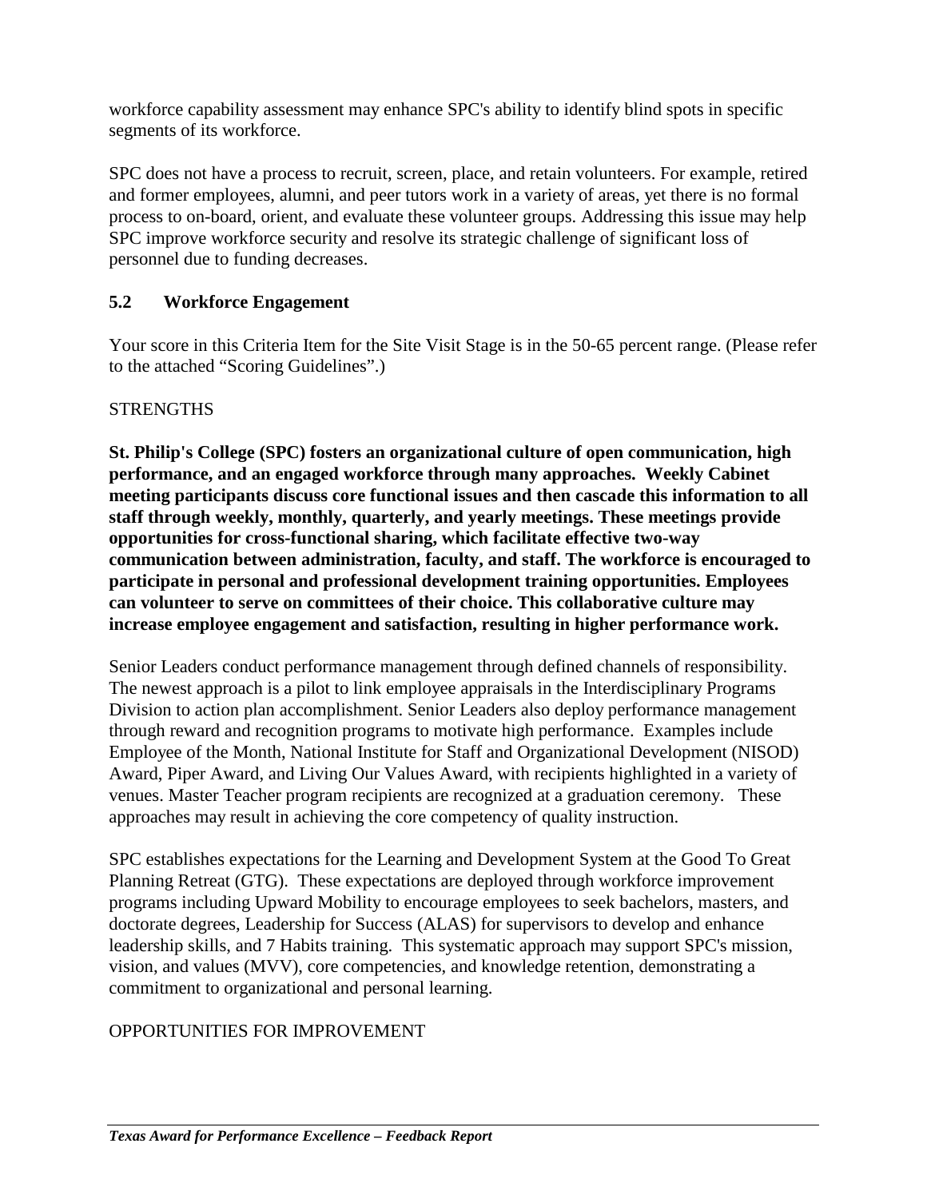workforce capability assessment may enhance SPC's ability to identify blind spots in specific segments of its workforce.

SPC does not have a process to recruit, screen, place, and retain volunteers. For example, retired and former employees, alumni, and peer tutors work in a variety of areas, yet there is no formal process to on-board, orient, and evaluate these volunteer groups. Addressing this issue may help SPC improve workforce security and resolve its strategic challenge of significant loss of personnel due to funding decreases.

## 5.2 Workforce Engagement

Your score in this Criteria Item for the Site Visit Stage is in the 50-65 percent range. (Please refer to the attached "Scoring Guidelines".)

STRENGTHS

**St. Philip's College (SPC) fosters an organizational culture of open communication, high performance, and an engaged workforce through many approaches. Weekly Cabinet meeting participants discuss core functional issues and then cascade this information to all staff through weekly, monthly, quarterly, and yearly meetings. These meetings provide opportunities for cross-functional sharing, which facilitate effective two-way communication between administration, faculty, and staff. The workforce is encouraged to participate in personal and professional development training opportunities. Employees can volunteer to serve on committees of their choice. This collaborative culture may increase employee engagement and satisfaction, resulting in higher performance work.**

Senior Leaders conduct performance management through defined channels of responsibility. The newest approach is a pilot to link employee appraisals in the Interdisciplinary Programs Division to action plan accomplishment. Senior Leaders also deploy performance management through reward and recognition programs to motivate high performance. Examples include Employee of the Month, National Institute for Staff and Organizational Development (NISOD) Award, Piper Award, and Living Our Values Award, with recipients highlighted in a variety of venues. Master Teacher program recipients are recognized at a graduation ceremony. These approaches may result in achieving the core competency of quality instruction.

SPC establishes expectations for the Learning and Development System at the Good To Great Planning Retreat (GTG). These expectations are deployed through workforce improvement programs including Upward Mobility to encourage employees to seek bachelors, masters, and doctorate degrees, Leadership for Success (ALAS) for supervisors to develop and enhance leadership skills, and 7 Habits training. This systematic approach may support SPC's mission, vision, and values (MVV), core competencies, and knowledge retention, demonstrating a commitment to organizational and personal learning.

OPPORTUNITIES FOR IMPROVEMENT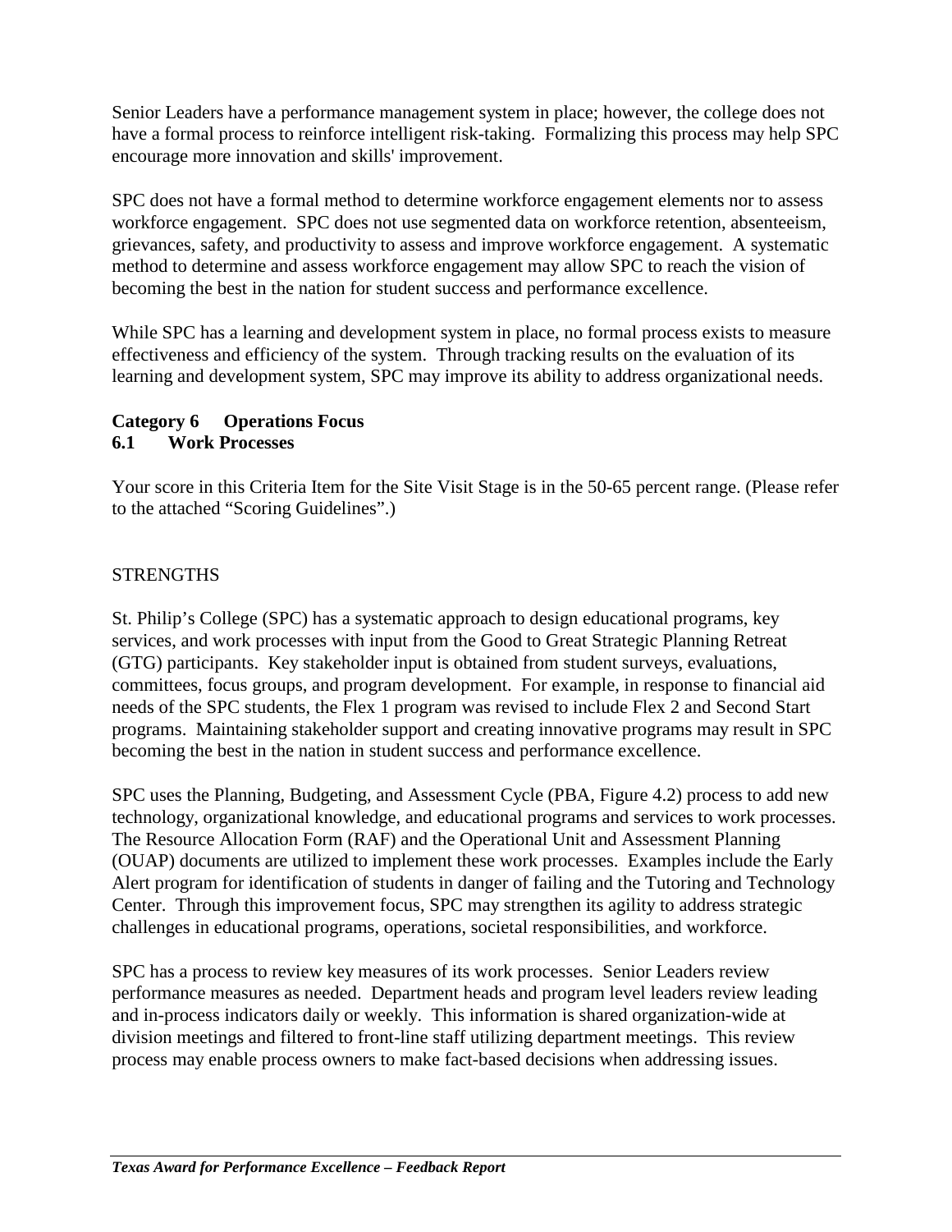Senior Leaders have a performance management system in place; however, the college does not have a formal process to reinforce intelligent risk-taking.  Formalizing this process may help SPC encourage more innovation and skills' improvement.

SPC does not have a formal method to determine workforce engagement elements nor to assess workforce engagement.  SPC does not use segmented data on workforce retention, absenteeism, grievances, safety, and productivity to assess and improve workforce engagement.  A systematic method to determine and assess workforce engagement may allow SPC to reach the vision of becoming the best in the nation for student success and performance excellence.

While SPC has a learning and development system in place, no formal process exists to measure effectiveness and efficiency of the system.  Through tracking results on the evaluation of its learning and development system, SPC may improve its ability to address organizational needs.

**Category 6 Operations Focus**
**6.1 Work Processes**

Your score in this Criteria Item for the Site Visit Stage is in the 50-65 percent range. (Please refer to the attached "Scoring Guidelines".)

STRENGTHS

St. Philip's College (SPC) has a systematic approach to design educational programs, key services, and work processes with input from the Good to Great Strategic Planning Retreat (GTG) participants.  Key stakeholder input is obtained from student surveys, evaluations, committees, focus groups, and program development.  For example, in response to financial aid needs of the SPC students, the Flex 1 program was revised to include Flex 2 and Second Start programs.  Maintaining stakeholder support and creating innovative programs may result in SPC becoming the best in the nation in student success and performance excellence.

SPC uses the Planning, Budgeting, and Assessment Cycle (PBA, Figure 4.2) process to add new technology, organizational knowledge, and educational programs and services to work processes. The Resource Allocation Form (RAF) and the Operational Unit and Assessment Planning (OUAP) documents are utilized to implement these work processes.  Examples include the Early Alert program for identification of students in danger of failing and the Tutoring and Technology Center.  Through this improvement focus, SPC may strengthen its agility to address strategic challenges in educational programs, operations, societal responsibilities, and workforce.

SPC has a process to review key measures of its work processes.  Senior Leaders review performance measures as needed.  Department heads and program level leaders review leading and in-process indicators daily or weekly.  This information is shared organization-wide at division meetings and filtered to front-line staff utilizing department meetings.  This review process may enable process owners to make fact-based decisions when addressing issues.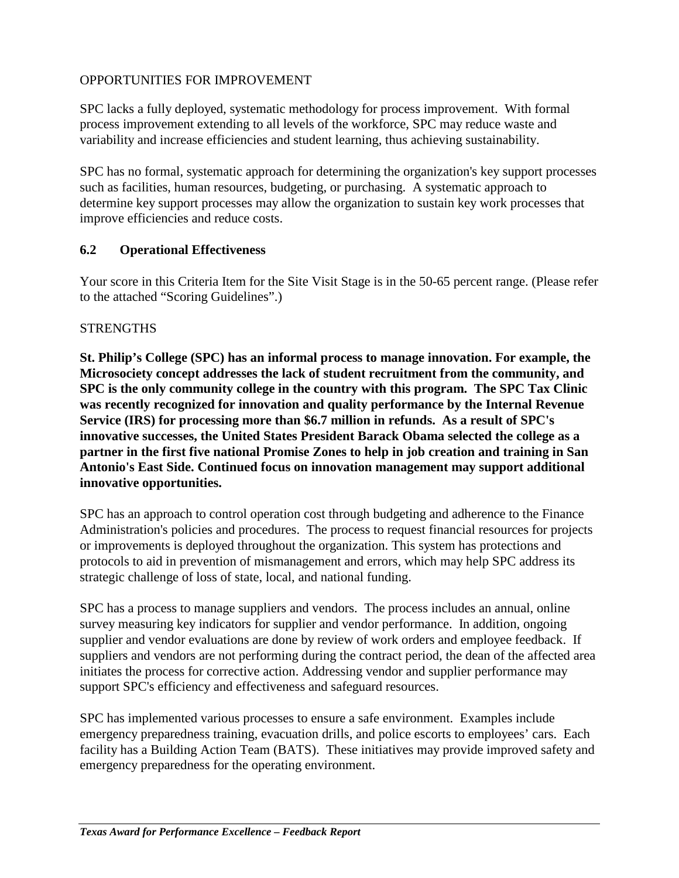OPPORTUNITIES FOR IMPROVEMENT

SPC lacks a fully deployed, systematic methodology for process improvement. With formal process improvement extending to all levels of the workforce, SPC may reduce waste and variability and increase efficiencies and student learning, thus achieving sustainability.

SPC has no formal, systematic approach for determining the organization's key support processes such as facilities, human resources, budgeting, or purchasing. A systematic approach to determine key support processes may allow the organization to sustain key work processes that improve efficiencies and reduce costs.

### 6.2 Operational Effectiveness

Your score in this Criteria Item for the Site Visit Stage is in the 50-65 percent range. (Please refer to the attached "Scoring Guidelines".)

STRENGTHS

**St. Philip's College (SPC) has an informal process to manage innovation. For example, the Microsociety concept addresses the lack of student recruitment from the community, and SPC is the only community college in the country with this program. The SPC Tax Clinic was recently recognized for innovation and quality performance by the Internal Revenue Service (IRS) for processing more than $6.7 million in refunds. As a result of SPC's innovative successes, the United States President Barack Obama selected the college as a partner in the first five national Promise Zones to help in job creation and training in San Antonio's East Side. Continued focus on innovation management may support additional innovative opportunities.**

SPC has an approach to control operation cost through budgeting and adherence to the Finance Administration's policies and procedures. The process to request financial resources for projects or improvements is deployed throughout the organization. This system has protections and protocols to aid in prevention of mismanagement and errors, which may help SPC address its strategic challenge of loss of state, local, and national funding.

SPC has a process to manage suppliers and vendors. The process includes an annual, online survey measuring key indicators for supplier and vendor performance. In addition, ongoing supplier and vendor evaluations are done by review of work orders and employee feedback. If suppliers and vendors are not performing during the contract period, the dean of the affected area initiates the process for corrective action. Addressing vendor and supplier performance may support SPC's efficiency and effectiveness and safeguard resources.

SPC has implemented various processes to ensure a safe environment. Examples include emergency preparedness training, evacuation drills, and police escorts to employees' cars. Each facility has a Building Action Team (BATS). These initiatives may provide improved safety and emergency preparedness for the operating environment.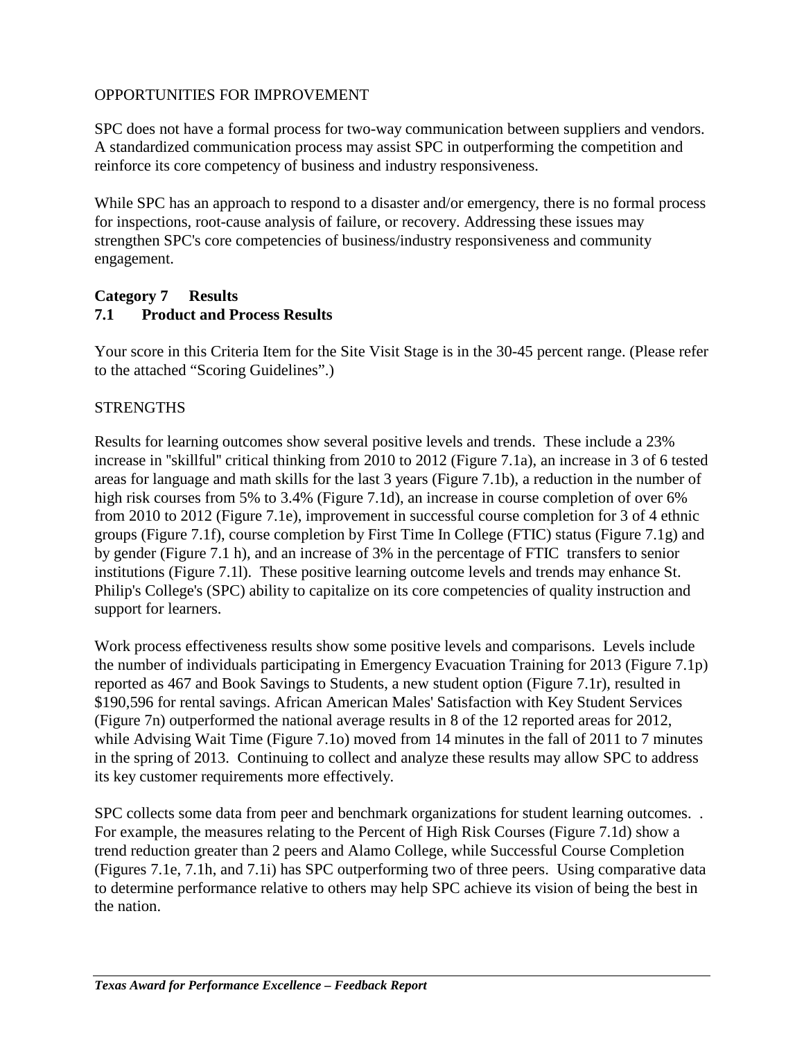OPPORTUNITIES FOR IMPROVEMENT

SPC does not have a formal process for two-way communication between suppliers and vendors. A standardized communication process may assist SPC in outperforming the competition and reinforce its core competency of business and industry responsiveness.

While SPC has an approach to respond to a disaster and/or emergency, there is no formal process for inspections, root-cause analysis of failure, or recovery. Addressing these issues may strengthen SPC's core competencies of business/industry responsiveness and community engagement.

## Category 7 Results

### 7.1 Product and Process Results

Your score in this Criteria Item for the Site Visit Stage is in the 30-45 percent range. (Please refer to the attached "Scoring Guidelines".)

STRENGTHS

Results for learning outcomes show several positive levels and trends. These include a 23% increase in "skillful" critical thinking from 2010 to 2012 (Figure 7.1a), an increase in 3 of 6 tested areas for language and math skills for the last 3 years (Figure 7.1b), a reduction in the number of high risk courses from 5% to 3.4% (Figure 7.1d), an increase in course completion of over 6% from 2010 to 2012 (Figure 7.1e), improvement in successful course completion for 3 of 4 ethnic groups (Figure 7.1f), course completion by First Time In College (FTIC) status (Figure 7.1g) and by gender (Figure 7.1 h), and an increase of 3% in the percentage of FTIC transfers to senior institutions (Figure 7.1l). These positive learning outcome levels and trends may enhance St. Philip's College's (SPC) ability to capitalize on its core competencies of quality instruction and support for learners.

Work process effectiveness results show some positive levels and comparisons. Levels include the number of individuals participating in Emergency Evacuation Training for 2013 (Figure 7.1p) reported as 467 and Book Savings to Students, a new student option (Figure 7.1r), resulted in $190,596 for rental savings. African American Males' Satisfaction with Key Student Services (Figure 7n) outperformed the national average results in 8 of the 12 reported areas for 2012, while Advising Wait Time (Figure 7.1o) moved from 14 minutes in the fall of 2011 to 7 minutes in the spring of 2013. Continuing to collect and analyze these results may allow SPC to address its key customer requirements more effectively.

SPC collects some data from peer and benchmark organizations for student learning outcomes. . For example, the measures relating to the Percent of High Risk Courses (Figure 7.1d) show a trend reduction greater than 2 peers and Alamo College, while Successful Course Completion (Figures 7.1e, 7.1h, and 7.1i) has SPC outperforming two of three peers. Using comparative data to determine performance relative to others may help SPC achieve its vision of being the best in the nation.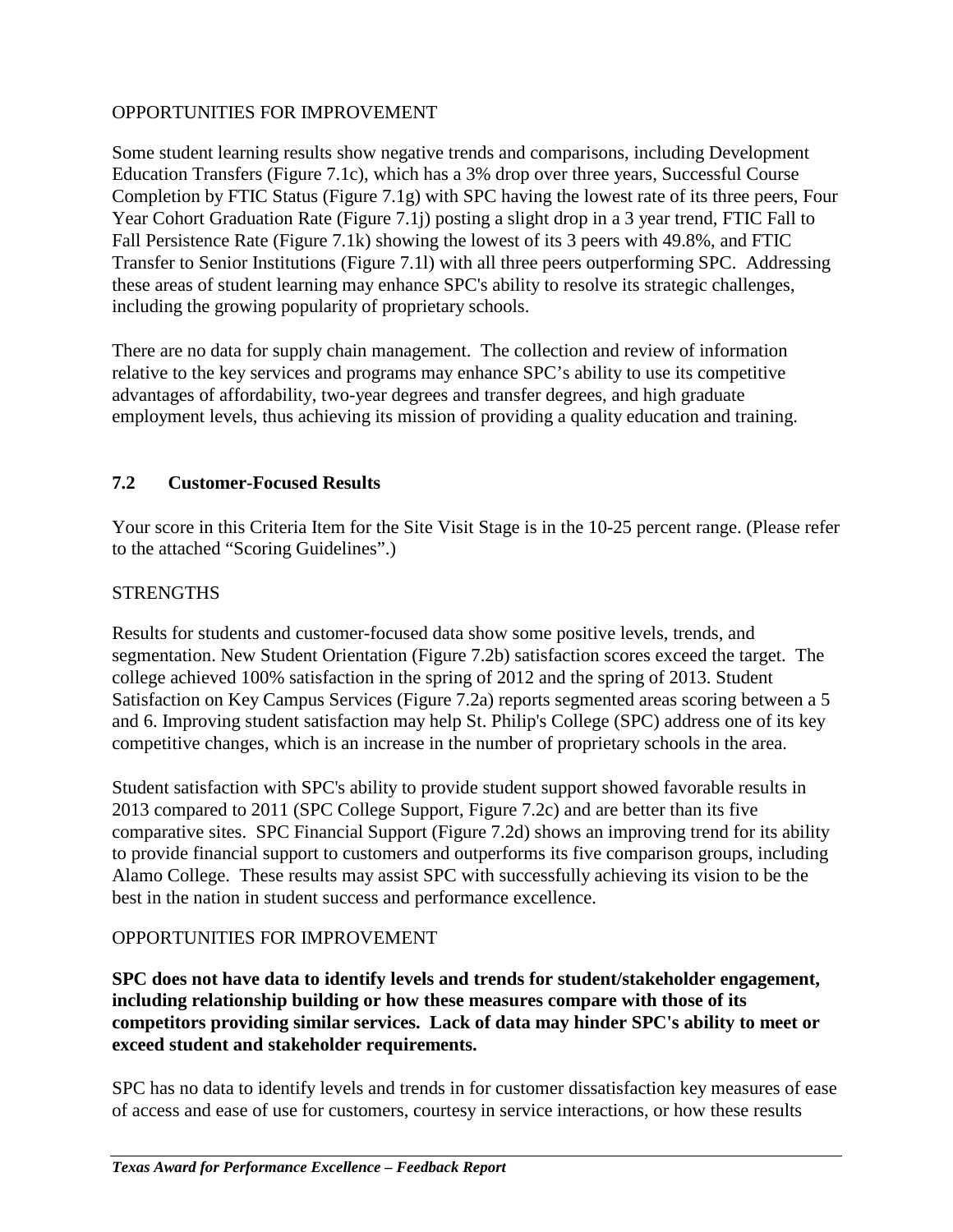OPPORTUNITIES FOR IMPROVEMENT

Some student learning results show negative trends and comparisons, including Development Education Transfers (Figure 7.1c), which has a 3% drop over three years, Successful Course Completion by FTIC Status (Figure 7.1g) with SPC having the lowest rate of its three peers, Four Year Cohort Graduation Rate (Figure 7.1j) posting a slight drop in a 3 year trend, FTIC Fall to Fall Persistence Rate (Figure 7.1k) showing the lowest of its 3 peers with 49.8%, and FTIC Transfer to Senior Institutions (Figure 7.1l) with all three peers outperforming SPC. Addressing these areas of student learning may enhance SPC's ability to resolve its strategic challenges, including the growing popularity of proprietary schools.

There are no data for supply chain management. The collection and review of information relative to the key services and programs may enhance SPC's ability to use its competitive advantages of affordability, two-year degrees and transfer degrees, and high graduate employment levels, thus achieving its mission of providing a quality education and training.

## 7.2 Customer-Focused Results

Your score in this Criteria Item for the Site Visit Stage is in the 10-25 percent range. (Please refer to the attached "Scoring Guidelines".)

STRENGTHS

Results for students and customer-focused data show some positive levels, trends, and segmentation. New Student Orientation (Figure 7.2b) satisfaction scores exceed the target. The college achieved 100% satisfaction in the spring of 2012 and the spring of 2013. Student Satisfaction on Key Campus Services (Figure 7.2a) reports segmented areas scoring between a 5 and 6. Improving student satisfaction may help St. Philip's College (SPC) address one of its key competitive changes, which is an increase in the number of proprietary schools in the area.

Student satisfaction with SPC's ability to provide student support showed favorable results in 2013 compared to 2011 (SPC College Support, Figure 7.2c) and are better than its five comparative sites. SPC Financial Support (Figure 7.2d) shows an improving trend for its ability to provide financial support to customers and outperforms its five comparison groups, including Alamo College. These results may assist SPC with successfully achieving its vision to be the best in the nation in student success and performance excellence.

OPPORTUNITIES FOR IMPROVEMENT

**SPC does not have data to identify levels and trends for student/stakeholder engagement, including relationship building or how these measures compare with those of its competitors providing similar services. Lack of data may hinder SPC's ability to meet or exceed student and stakeholder requirements.**

SPC has no data to identify levels and trends in for customer dissatisfaction key measures of ease of access and ease of use for customers, courtesy in service interactions, or how these results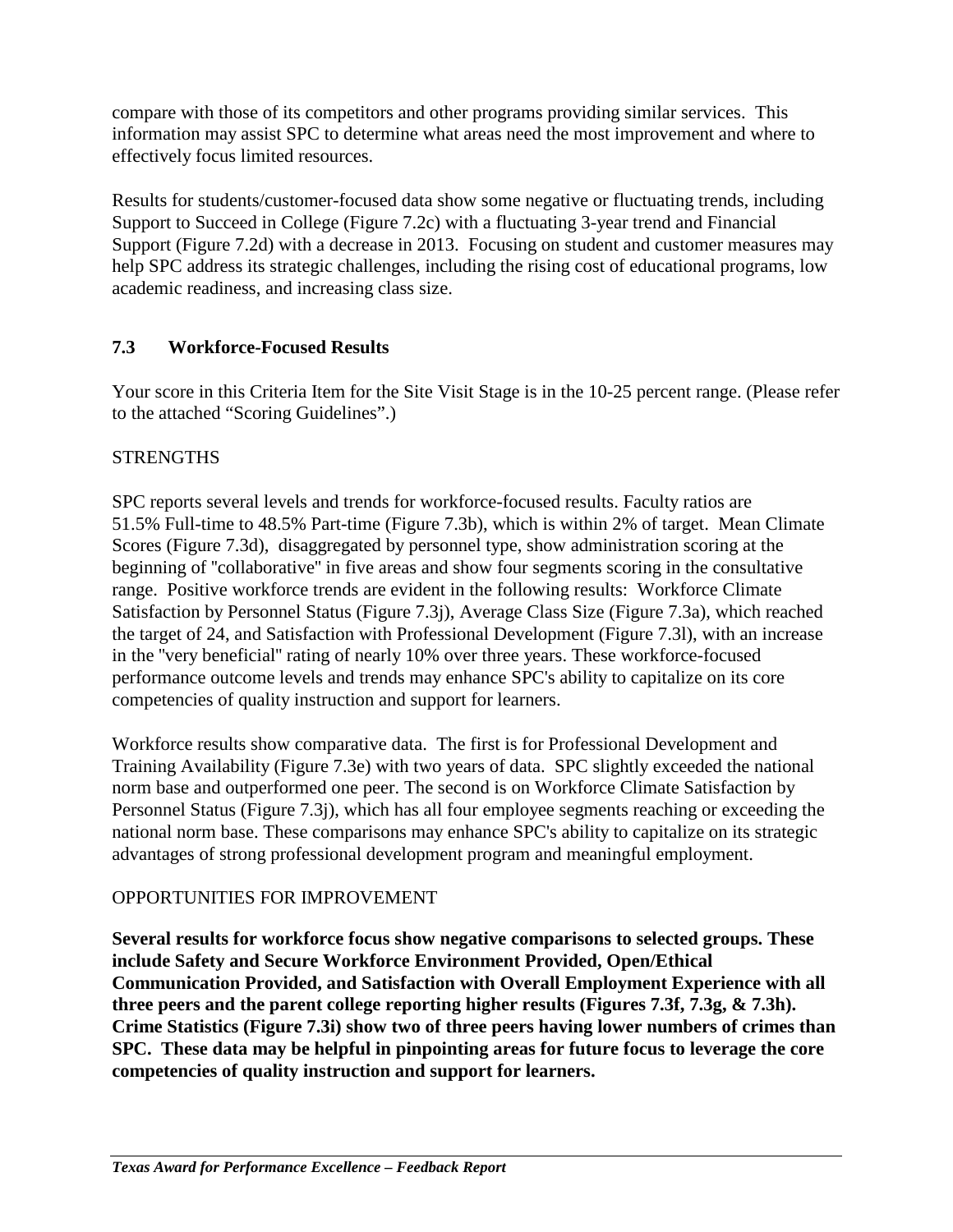compare with those of its competitors and other programs providing similar services. This information may assist SPC to determine what areas need the most improvement and where to effectively focus limited resources.

Results for students/customer-focused data show some negative or fluctuating trends, including Support to Succeed in College (Figure 7.2c) with a fluctuating 3-year trend and Financial Support (Figure 7.2d) with a decrease in 2013. Focusing on student and customer measures may help SPC address its strategic challenges, including the rising cost of educational programs, low academic readiness, and increasing class size.

### 7.3 Workforce-Focused Results

Your score in this Criteria Item for the Site Visit Stage is in the 10-25 percent range. (Please refer to the attached "Scoring Guidelines".)

STRENGTHS

SPC reports several levels and trends for workforce-focused results. Faculty ratios are 51.5% Full-time to 48.5% Part-time (Figure 7.3b), which is within 2% of target. Mean Climate Scores (Figure 7.3d), disaggregated by personnel type, show administration scoring at the beginning of "collaborative" in five areas and show four segments scoring in the consultative range. Positive workforce trends are evident in the following results: Workforce Climate Satisfaction by Personnel Status (Figure 7.3j), Average Class Size (Figure 7.3a), which reached the target of 24, and Satisfaction with Professional Development (Figure 7.3l), with an increase in the "very beneficial" rating of nearly 10% over three years. These workforce-focused performance outcome levels and trends may enhance SPC's ability to capitalize on its core competencies of quality instruction and support for learners.

Workforce results show comparative data. The first is for Professional Development and Training Availability (Figure 7.3e) with two years of data. SPC slightly exceeded the national norm base and outperformed one peer. The second is on Workforce Climate Satisfaction by Personnel Status (Figure 7.3j), which has all four employee segments reaching or exceeding the national norm base. These comparisons may enhance SPC's ability to capitalize on its strategic advantages of strong professional development program and meaningful employment.

OPPORTUNITIES FOR IMPROVEMENT

**Several results for workforce focus show negative comparisons to selected groups. These include Safety and Secure Workforce Environment Provided, Open/Ethical Communication Provided, and Satisfaction with Overall Employment Experience with all three peers and the parent college reporting higher results (Figures 7.3f, 7.3g, & 7.3h). Crime Statistics (Figure 7.3i) show two of three peers having lower numbers of crimes than SPC. These data may be helpful in pinpointing areas for future focus to leverage the core competencies of quality instruction and support for learners.**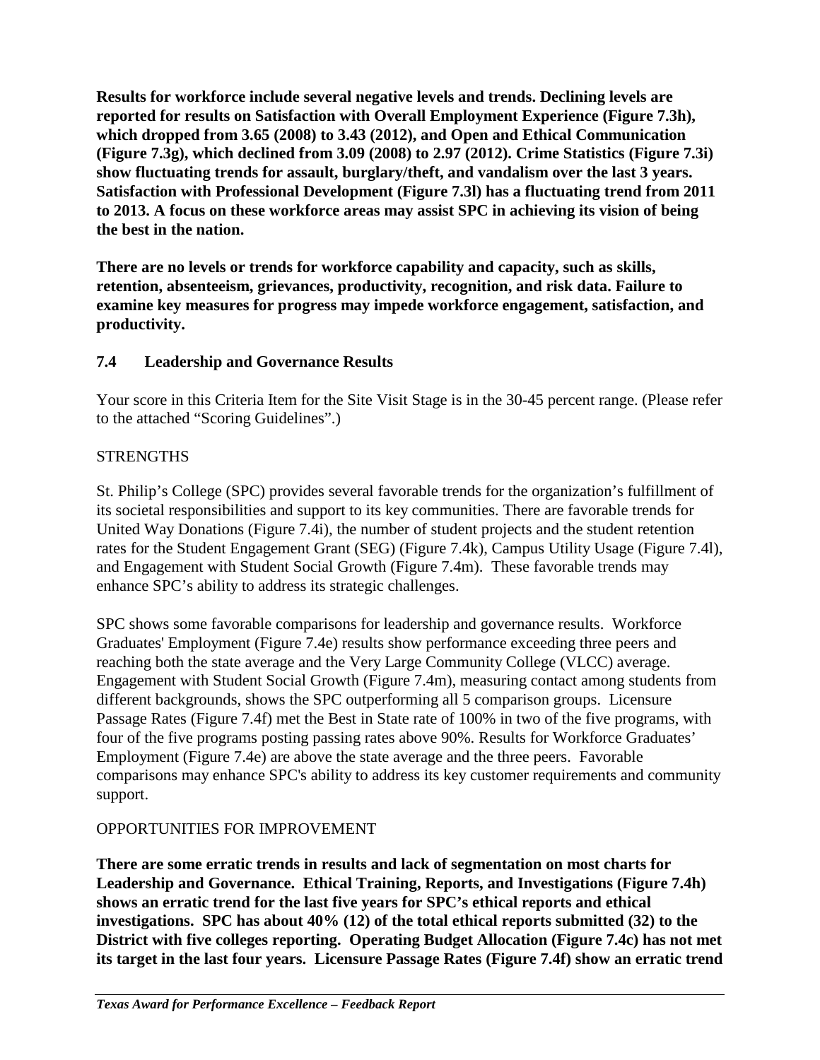**Results for workforce include several negative levels and trends. Declining levels are reported for results on Satisfaction with Overall Employment Experience (Figure 7.3h), which dropped from 3.65 (2008) to 3.43 (2012), and Open and Ethical Communication (Figure 7.3g), which declined from 3.09 (2008) to 2.97 (2012). Crime Statistics (Figure 7.3i) show fluctuating trends for assault, burglary/theft, and vandalism over the last 3 years. Satisfaction with Professional Development (Figure 7.3l) has a fluctuating trend from 2011 to 2013. A focus on these workforce areas may assist SPC in achieving its vision of being the best in the nation.**

**There are no levels or trends for workforce capability and capacity, such as skills, retention, absenteeism, grievances, productivity, recognition, and risk data. Failure to examine key measures for progress may impede workforce engagement, satisfaction, and productivity.**

## 7.4 Leadership and Governance Results

Your score in this Criteria Item for the Site Visit Stage is in the 30-45 percent range. (Please refer to the attached "Scoring Guidelines".)

STRENGTHS

St. Philip's College (SPC) provides several favorable trends for the organization's fulfillment of its societal responsibilities and support to its key communities. There are favorable trends for United Way Donations (Figure 7.4i), the number of student projects and the student retention rates for the Student Engagement Grant (SEG) (Figure 7.4k), Campus Utility Usage (Figure 7.4l), and Engagement with Student Social Growth (Figure 7.4m). These favorable trends may enhance SPC's ability to address its strategic challenges.

SPC shows some favorable comparisons for leadership and governance results. Workforce Graduates' Employment (Figure 7.4e) results show performance exceeding three peers and reaching both the state average and the Very Large Community College (VLCC) average. Engagement with Student Social Growth (Figure 7.4m), measuring contact among students from different backgrounds, shows the SPC outperforming all 5 comparison groups. Licensure Passage Rates (Figure 7.4f) met the Best in State rate of 100% in two of the five programs, with four of the five programs posting passing rates above 90%. Results for Workforce Graduates' Employment (Figure 7.4e) are above the state average and the three peers. Favorable comparisons may enhance SPC's ability to address its key customer requirements and community support.

OPPORTUNITIES FOR IMPROVEMENT

**There are some erratic trends in results and lack of segmentation on most charts for Leadership and Governance. Ethical Training, Reports, and Investigations (Figure 7.4h) shows an erratic trend for the last five years for SPC's ethical reports and ethical investigations. SPC has about 40% (12) of the total ethical reports submitted (32) to the District with five colleges reporting. Operating Budget Allocation (Figure 7.4c) has not met its target in the last four years. Licensure Passage Rates (Figure 7.4f) show an erratic trend**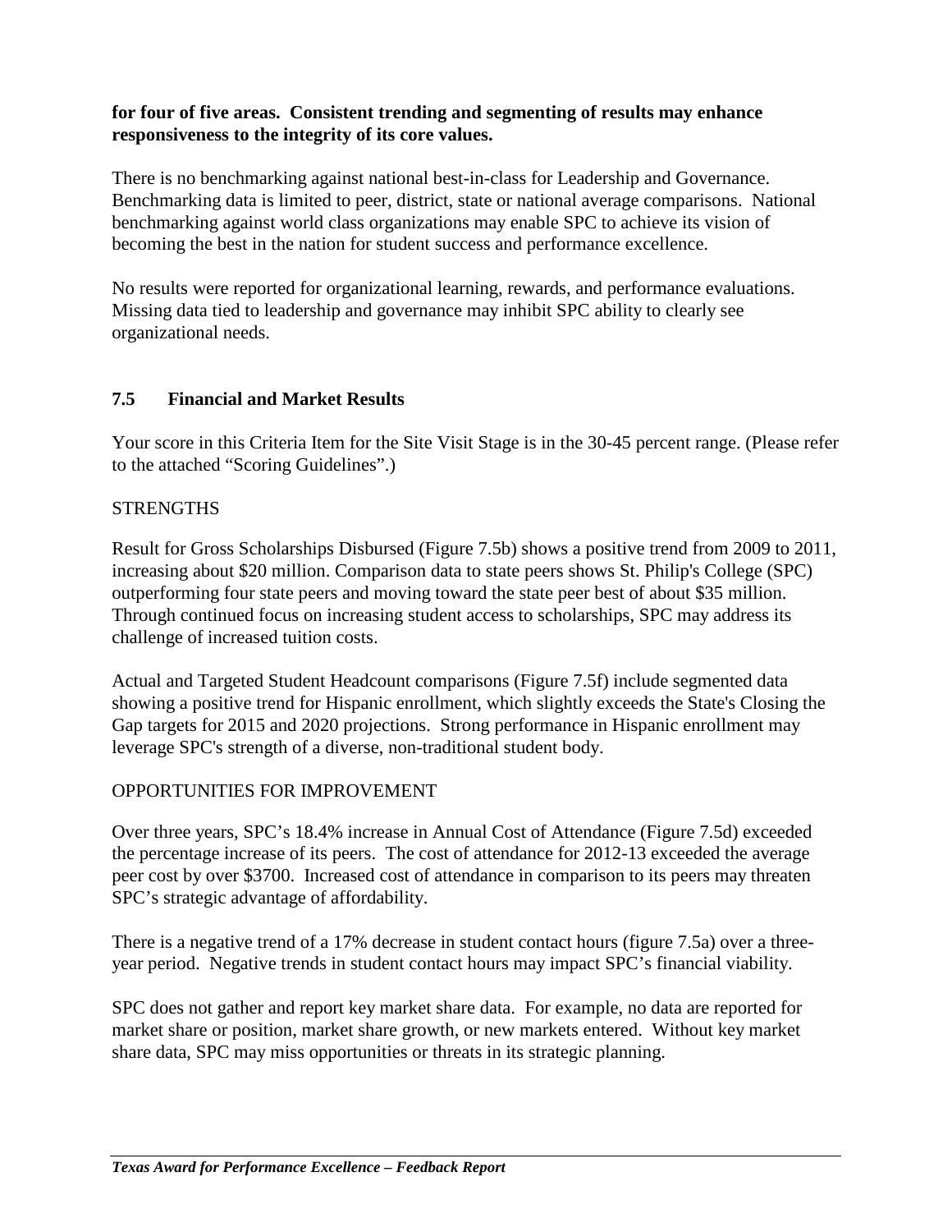**for four of five areas. Consistent trending and segmenting of results may enhance responsiveness to the integrity of its core values.**

There is no benchmarking against national best-in-class for Leadership and Governance. Benchmarking data is limited to peer, district, state or national average comparisons. National benchmarking against world class organizations may enable SPC to achieve its vision of becoming the best in the nation for student success and performance excellence.

No results were reported for organizational learning, rewards, and performance evaluations. Missing data tied to leadership and governance may inhibit SPC ability to clearly see organizational needs.

## 7.5 Financial and Market Results

Your score in this Criteria Item for the Site Visit Stage is in the 30-45 percent range. (Please refer to the attached "Scoring Guidelines".)

STRENGTHS

Result for Gross Scholarships Disbursed (Figure 7.5b) shows a positive trend from 2009 to 2011, increasing about $20 million. Comparison data to state peers shows St. Philip's College (SPC) outperforming four state peers and moving toward the state peer best of about $35 million. Through continued focus on increasing student access to scholarships, SPC may address its challenge of increased tuition costs.

Actual and Targeted Student Headcount comparisons (Figure 7.5f) include segmented data showing a positive trend for Hispanic enrollment, which slightly exceeds the State's Closing the Gap targets for 2015 and 2020 projections. Strong performance in Hispanic enrollment may leverage SPC's strength of a diverse, non-traditional student body.

OPPORTUNITIES FOR IMPROVEMENT

Over three years, SPC's 18.4% increase in Annual Cost of Attendance (Figure 7.5d) exceeded the percentage increase of its peers. The cost of attendance for 2012-13 exceeded the average peer cost by over $3700. Increased cost of attendance in comparison to its peers may threaten SPC's strategic advantage of affordability.

There is a negative trend of a 17% decrease in student contact hours (figure 7.5a) over a three-year period. Negative trends in student contact hours may impact SPC's financial viability.

SPC does not gather and report key market share data. For example, no data are reported for market share or position, market share growth, or new markets entered. Without key market share data, SPC may miss opportunities or threats in its strategic planning.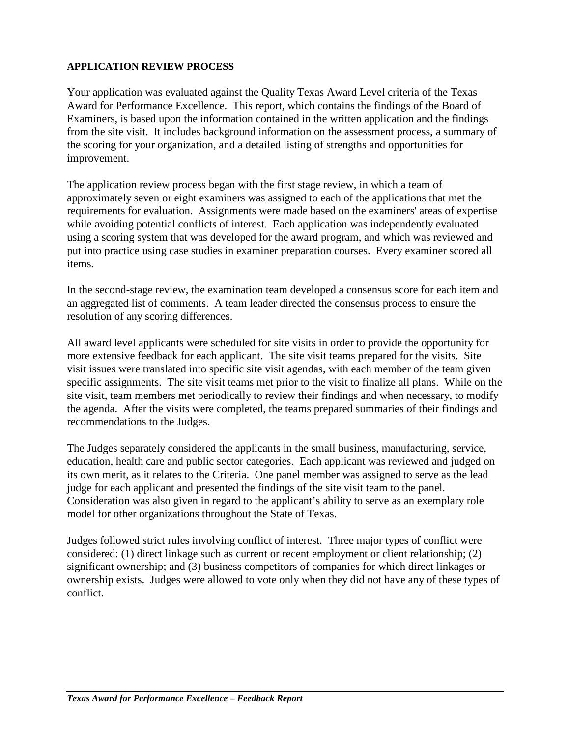## APPLICATION REVIEW PROCESS

Your application was evaluated against the Quality Texas Award Level criteria of the Texas Award for Performance Excellence. This report, which contains the findings of the Board of Examiners, is based upon the information contained in the written application and the findings from the site visit. It includes background information on the assessment process, a summary of the scoring for your organization, and a detailed listing of strengths and opportunities for improvement.

The application review process began with the first stage review, in which a team of approximately seven or eight examiners was assigned to each of the applications that met the requirements for evaluation. Assignments were made based on the examiners' areas of expertise while avoiding potential conflicts of interest. Each application was independently evaluated using a scoring system that was developed for the award program, and which was reviewed and put into practice using case studies in examiner preparation courses. Every examiner scored all items.

In the second-stage review, the examination team developed a consensus score for each item and an aggregated list of comments. A team leader directed the consensus process to ensure the resolution of any scoring differences.

All award level applicants were scheduled for site visits in order to provide the opportunity for more extensive feedback for each applicant. The site visit teams prepared for the visits. Site visit issues were translated into specific site visit agendas, with each member of the team given specific assignments. The site visit teams met prior to the visit to finalize all plans. While on the site visit, team members met periodically to review their findings and when necessary, to modify the agenda. After the visits were completed, the teams prepared summaries of their findings and recommendations to the Judges.

The Judges separately considered the applicants in the small business, manufacturing, service, education, health care and public sector categories. Each applicant was reviewed and judged on its own merit, as it relates to the Criteria. One panel member was assigned to serve as the lead judge for each applicant and presented the findings of the site visit team to the panel. Consideration was also given in regard to the applicant's ability to serve as an exemplary role model for other organizations throughout the State of Texas.

Judges followed strict rules involving conflict of interest. Three major types of conflict were considered: (1) direct linkage such as current or recent employment or client relationship; (2) significant ownership; and (3) business competitors of companies for which direct linkages or ownership exists. Judges were allowed to vote only when they did not have any of these types of conflict.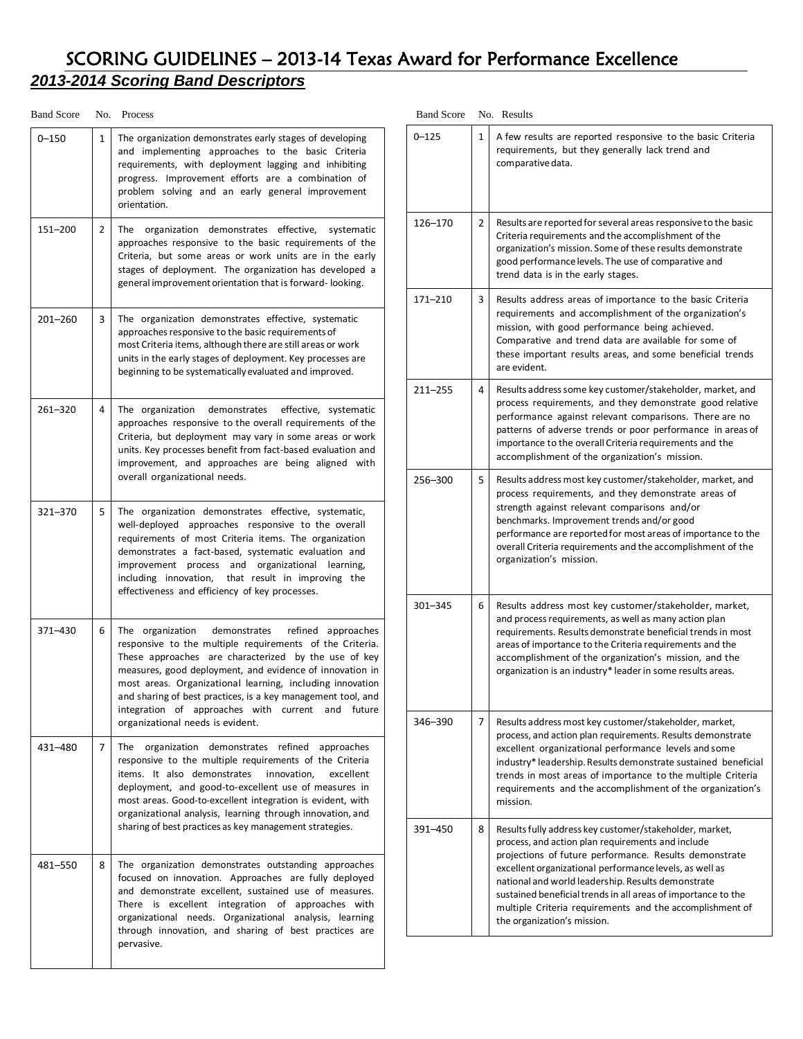# SCORING GUIDELINES – 2013-14 Texas Award for Performance Excellence

## *2013-2014 Scoring Band Descriptors*

| Band Score | No. | Process |
|---|---|---|
| 0–150 | 1 | The organization demonstrates early stages of developing and implementing approaches to the basic Criteria requirements, with deployment lagging and inhibiting progress. Improvement efforts are a combination of problem solving and an early general improvement orientation. |
| 151–200 | 2 | The organization demonstrates effective, systematic approaches responsive to the basic requirements of the Criteria, but some areas or work units are in the early stages of deployment. The organization has developed a general improvement orientation that is forward- looking. |
| 201–260 | 3 | The organization demonstrates effective, systematic approaches responsive to the basic requirements of most Criteria items, although there are still areas or work units in the early stages of deployment. Key processes are beginning to be systematically evaluated and improved. |
| 261–320 | 4 | The organization demonstrates effective, systematic approaches responsive to the overall requirements of the Criteria, but deployment may vary in some areas or work units. Key processes benefit from fact-based evaluation and improvement, and approaches are being aligned with overall organizational needs. |
| 321–370 | 5 | The organization demonstrates effective, systematic, well-deployed approaches responsive to the overall requirements of most Criteria items. The organization demonstrates a fact-based, systematic evaluation and improvement process and organizational learning, including innovation, that result in improving the effectiveness and efficiency of key processes. |
| 371–430 | 6 | The organization demonstrates refined approaches responsive to the multiple requirements of the Criteria. These approaches are characterized by the use of key measures, good deployment, and evidence of innovation in most areas. Organizational learning, including innovation and sharing of best practices, is a key management tool, and integration of approaches with current and future organizational needs is evident. |
| 431–480 | 7 | The organization demonstrates refined approaches responsive to the multiple requirements of the Criteria items. It also demonstrates innovation, excellent deployment, and good-to-excellent use of measures in most areas. Good-to-excellent integration is evident, with organizational analysis, learning through innovation, and sharing of best practices as key management strategies. |
| 481–550 | 8 | The organization demonstrates outstanding approaches focused on innovation. Approaches are fully deployed and demonstrate excellent, sustained use of measures. There is excellent integration of approaches with organizational needs. Organizational analysis, learning through innovation, and sharing of best practices are pervasive. |

| Band Score | No. | Results |
|---|---|---|
| 0–125 | 1 | A few results are reported responsive to the basic Criteria requirements, but they generally lack trend and comparative data. |
| 126–170 | 2 | Results are reported for several areas responsive to the basic Criteria requirements and the accomplishment of the organization's mission. Some of these results demonstrate good performance levels. The use of comparative and trend data is in the early stages. |
| 171–210 | 3 | Results address areas of importance to the basic Criteria requirements and accomplishment of the organization's mission, with good performance being achieved. Comparative and trend data are available for some of these important results areas, and some beneficial trends are evident. |
| 211–255 | 4 | Results address some key customer/stakeholder, market, and process requirements, and they demonstrate good relative performance against relevant comparisons. There are no patterns of adverse trends or poor performance in areas of importance to the overall Criteria requirements and the accomplishment of the organization's mission. |
| 256–300 | 5 | Results address most key customer/stakeholder, market, and process requirements, and they demonstrate areas of strength against relevant comparisons and/or benchmarks. Improvement trends and/or good performance are reported for most areas of importance to the overall Criteria requirements and the accomplishment of the organization's mission. |
| 301–345 | 6 | Results address most key customer/stakeholder, market, and process requirements, as well as many action plan requirements. Results demonstrate beneficial trends in most areas of importance to the Criteria requirements and the accomplishment of the organization's mission, and the organization is an industry* leader in some results areas. |
| 346–390 | 7 | Results address most key customer/stakeholder, market, process, and action plan requirements. Results demonstrate excellent organizational performance levels and some industry* leadership. Results demonstrate sustained beneficial trends in most areas of importance to the multiple Criteria requirements and the accomplishment of the organization's mission. |
| 391–450 | 8 | Results fully address key customer/stakeholder, market, process, and action plan requirements and include projections of future performance. Results demonstrate excellent organizational performance levels, as well as national and world leadership. Results demonstrate sustained beneficial trends in all areas of importance to the multiple Criteria requirements and the accomplishment of the organization's mission. |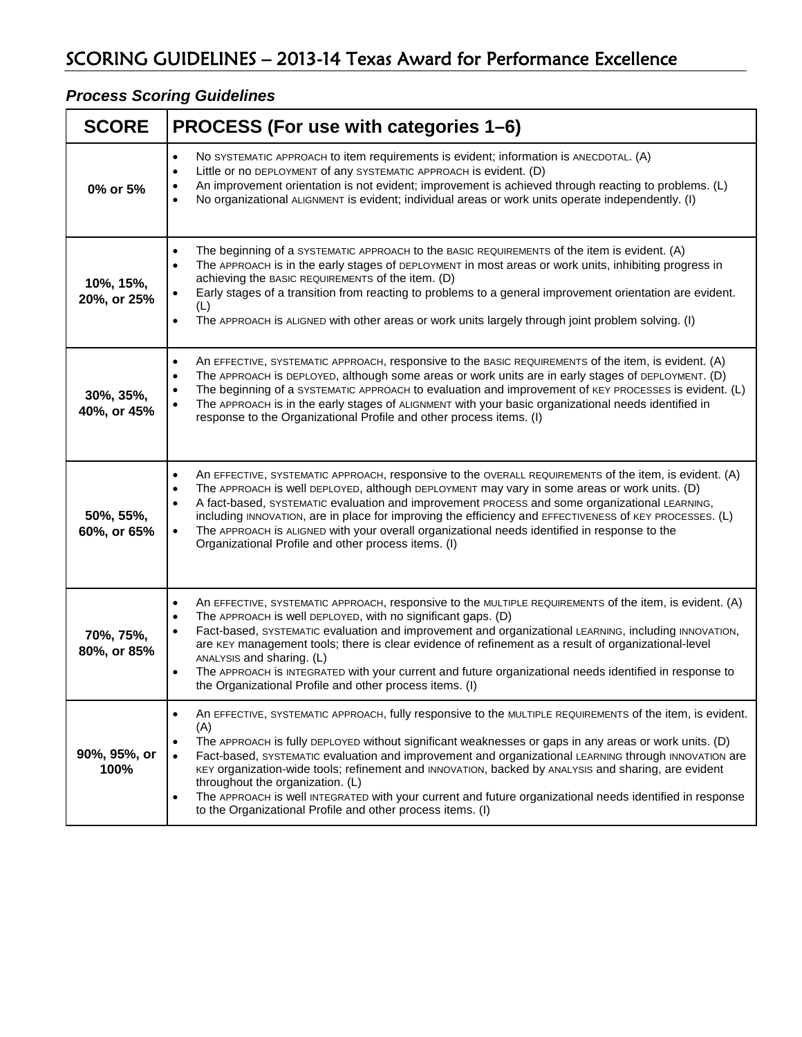# SCORING GUIDELINES – 2013-14 Texas Award for Performance Excellence

### *Process Scoring Guidelines*

| SCORE | PROCESS (For use with categories 1–6) |
|---|---|
| 0% or 5% | • No SYSTEMATIC APPROACH to item requirements is evident; information is ANECDOTAL. (A)<br>• Little or no DEPLOYMENT of any SYSTEMATIC APPROACH is evident. (D)<br>• An improvement orientation is not evident; improvement is achieved through reacting to problems. (L)<br>• No organizational ALIGNMENT is evident; individual areas or work units operate independently. (I) |
| 10%, 15%, 20%, or 25% | • The beginning of a SYSTEMATIC APPROACH to the BASIC REQUIREMENTS of the item is evident. (A)<br>• The APPROACH is in the early stages of DEPLOYMENT in most areas or work units, inhibiting progress in achieving the BASIC REQUIREMENTS of the item. (D)<br>• Early stages of a transition from reacting to problems to a general improvement orientation are evident. (L)<br>• The APPROACH is ALIGNED with other areas or work units largely through joint problem solving. (I) |
| 30%, 35%, 40%, or 45% | • An EFFECTIVE, SYSTEMATIC APPROACH, responsive to the BASIC REQUIREMENTS of the item, is evident. (A)<br>• The APPROACH is DEPLOYED, although some areas or work units are in early stages of DEPLOYMENT. (D)<br>• The beginning of a SYSTEMATIC APPROACH to evaluation and improvement of KEY PROCESSES is evident. (L)<br>• The APPROACH is in the early stages of ALIGNMENT with your basic organizational needs identified in response to the Organizational Profile and other process items. (I) |
| 50%, 55%, 60%, or 65% | • An EFFECTIVE, SYSTEMATIC APPROACH, responsive to the OVERALL REQUIREMENTS of the item, is evident. (A)<br>• The APPROACH is well DEPLOYED, although DEPLOYMENT may vary in some areas or work units. (D)<br>• A fact-based, SYSTEMATIC evaluation and improvement PROCESS and some organizational LEARNING, including INNOVATION, are in place for improving the efficiency and EFFECTIVENESS of KEY PROCESSES. (L)<br>• The APPROACH is ALIGNED with your overall organizational needs identified in response to the Organizational Profile and other process items. (I) |
| 70%, 75%, 80%, or 85% | • An EFFECTIVE, SYSTEMATIC APPROACH, responsive to the MULTIPLE REQUIREMENTS of the item, is evident. (A)<br>• The APPROACH is well DEPLOYED, with no significant gaps. (D)<br>• Fact-based, SYSTEMATIC evaluation and improvement and organizational LEARNING, including INNOVATION, are KEY management tools; there is clear evidence of refinement as a result of organizational-level ANALYSIS and sharing. (L)<br>• The APPROACH is INTEGRATED with your current and future organizational needs identified in response to the Organizational Profile and other process items. (I) |
| 90%, 95%, or 100% | • An EFFECTIVE, SYSTEMATIC APPROACH, fully responsive to the MULTIPLE REQUIREMENTS of the item, is evident. (A)<br>• The APPROACH is fully DEPLOYED without significant weaknesses or gaps in any areas or work units. (D)<br>• Fact-based, SYSTEMATIC evaluation and improvement and organizational LEARNING through INNOVATION are KEY organization-wide tools; refinement and INNOVATION, backed by ANALYSIS and sharing, are evident throughout the organization. (L)<br>• The APPROACH is well INTEGRATED with your current and future organizational needs identified in response to the Organizational Profile and other process items. (I) |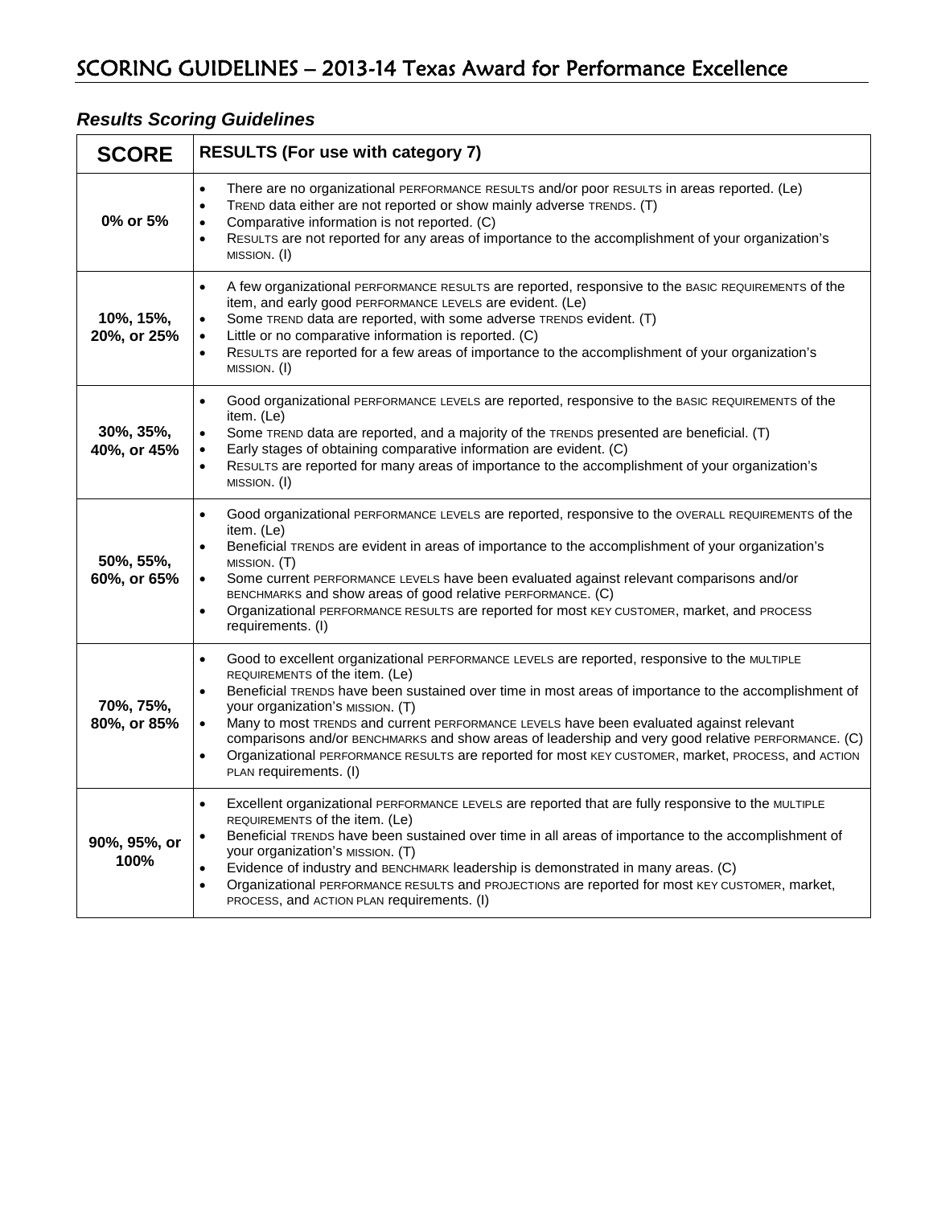# SCORING GUIDELINES – 2013-14 Texas Award for Performance Excellence

### *Results Scoring Guidelines*

| SCORE | RESULTS (For use with category 7) |
|---|---|
| 0% or 5% | • There are no organizational PERFORMANCE RESULTS and/or poor RESULTS in areas reported. (Le)<br>• TREND data either are not reported or show mainly adverse TRENDS. (T)<br>• Comparative information is not reported. (C)<br>• RESULTS are not reported for any areas of importance to the accomplishment of your organization's MISSION. (I) |
| 10%, 15%, 20%, or 25% | • A few organizational PERFORMANCE RESULTS are reported, responsive to the BASIC REQUIREMENTS of the item, and early good PERFORMANCE LEVELS are evident. (Le)<br>• Some TREND data are reported, with some adverse TRENDS evident. (T)<br>• Little or no comparative information is reported. (C)<br>• RESULTS are reported for a few areas of importance to the accomplishment of your organization's MISSION. (I) |
| 30%, 35%, 40%, or 45% | • Good organizational PERFORMANCE LEVELS are reported, responsive to the BASIC REQUIREMENTS of the item. (Le)<br>• Some TREND data are reported, and a majority of the TRENDS presented are beneficial. (T)<br>• Early stages of obtaining comparative information are evident. (C)<br>• RESULTS are reported for many areas of importance to the accomplishment of your organization's MISSION. (I) |
| 50%, 55%, 60%, or 65% | • Good organizational PERFORMANCE LEVELS are reported, responsive to the OVERALL REQUIREMENTS of the item. (Le)<br>• Beneficial TRENDS are evident in areas of importance to the accomplishment of your organization's MISSION. (T)<br>• Some current PERFORMANCE LEVELS have been evaluated against relevant comparisons and/or BENCHMARKS and show areas of good relative PERFORMANCE. (C)<br>• Organizational PERFORMANCE RESULTS are reported for most KEY CUSTOMER, market, and PROCESS requirements. (I) |
| 70%, 75%, 80%, or 85% | • Good to excellent organizational PERFORMANCE LEVELS are reported, responsive to the MULTIPLE REQUIREMENTS of the item. (Le)<br>• Beneficial TRENDS have been sustained over time in most areas of importance to the accomplishment of your organization's MISSION. (T)<br>• Many to most TRENDS and current PERFORMANCE LEVELS have been evaluated against relevant comparisons and/or BENCHMARKS and show areas of leadership and very good relative PERFORMANCE. (C)<br>• Organizational PERFORMANCE RESULTS are reported for most KEY CUSTOMER, market, PROCESS, and ACTION PLAN requirements. (I) |
| 90%, 95%, or 100% | • Excellent organizational PERFORMANCE LEVELS are reported that are fully responsive to the MULTIPLE REQUIREMENTS of the item. (Le)<br>• Beneficial TRENDS have been sustained over time in all areas of importance to the accomplishment of your organization's MISSION. (T)<br>• Evidence of industry and BENCHMARK leadership is demonstrated in many areas. (C)<br>• Organizational PERFORMANCE RESULTS and PROJECTIONS are reported for most KEY CUSTOMER, market, PROCESS, and ACTION PLAN requirements. (I) |